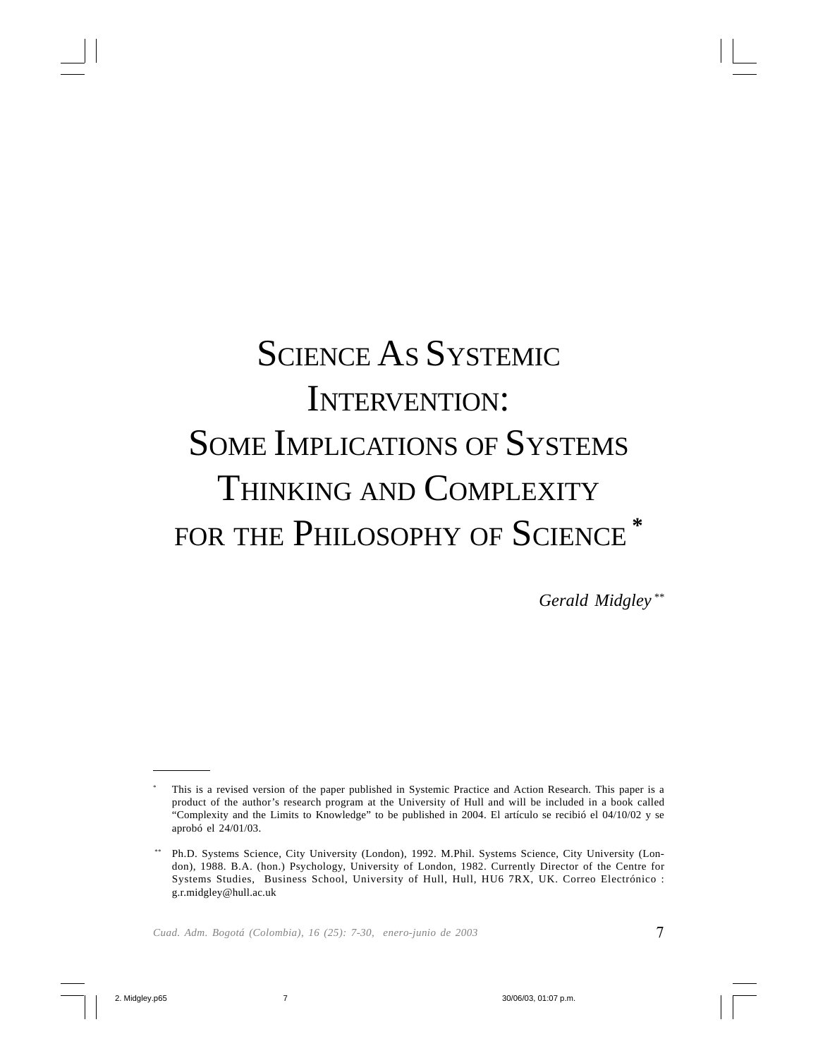# Science As Systemic Intervention: Some Implications of Systems Thinking and Complexity for the Philosophy of Science *

*Gerald Midgley* **

---

\* This is a revised version of the paper published in Systemic Practice and Action Research. This paper is a product of the author's research program at the University of Hull and will be included in a book called "Complexity and the Limits to Knowledge" to be published in 2004. El artículo se recibió el 04/10/02 y se aprobó el 24/01/03.

\*\* Ph.D. Systems Science, City University (London), 1992. M.Phil. Systems Science, City University (London), 1988. B.A. (hon.) Psychology, University of London, 1982. Currently Director of the Centre for Systems Studies, Business School, University of Hull, Hull, HU6 7RX, UK. Correo Electrónico : g.r.midgley@hull.ac.uk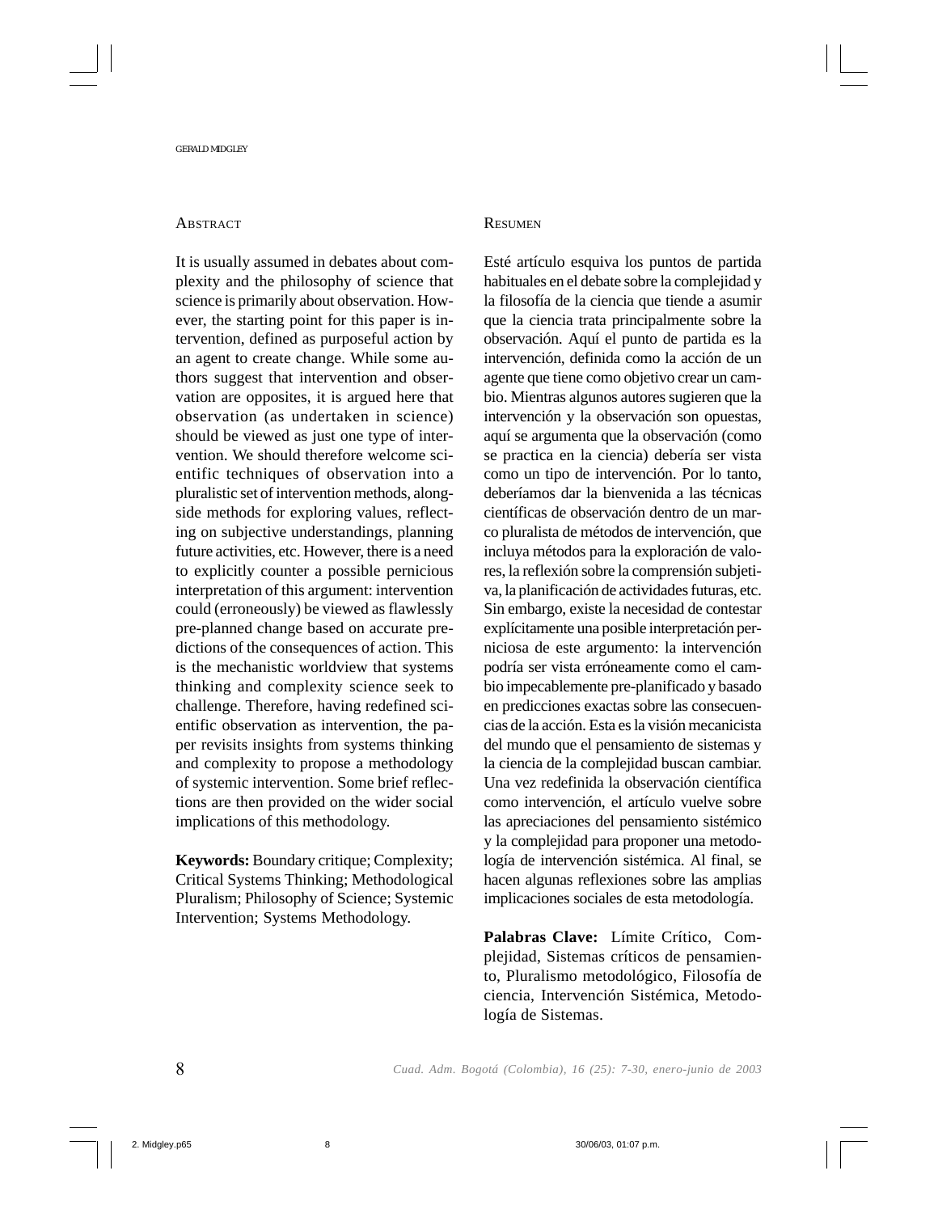## Abstract

It is usually assumed in debates about complexity and the philosophy of science that science is primarily about observation. However, the starting point for this paper is intervention, defined as purposeful action by an agent to create change. While some authors suggest that intervention and observation are opposites, it is argued here that observation (as undertaken in science) should be viewed as just one type of intervention. We should therefore welcome scientific techniques of observation into a pluralistic set of intervention methods, alongside methods for exploring values, reflecting on subjective understandings, planning future activities, etc. However, there is a need to explicitly counter a possible pernicious interpretation of this argument: intervention could (erroneously) be viewed as flawlessly pre-planned change based on accurate predictions of the consequences of action. This is the mechanistic worldview that systems thinking and complexity science seek to challenge. Therefore, having redefined scientific observation as intervention, the paper revisits insights from systems thinking and complexity to propose a methodology of systemic intervention. Some brief reflections are then provided on the wider social implications of this methodology.

**Keywords:** Boundary critique; Complexity; Critical Systems Thinking; Methodological Pluralism; Philosophy of Science; Systemic Intervention; Systems Methodology.

## Resumen

Esté artículo esquiva los puntos de partida habituales en el debate sobre la complejidad y la filosofía de la ciencia que tiende a asumir que la ciencia trata principalmente sobre la observación. Aquí el punto de partida es la intervención, definida como la acción de un agente que tiene como objetivo crear un cambio. Mientras algunos autores sugieren que la intervención y la observación son opuestas, aquí se argumenta que la observación (como se practica en la ciencia) debería ser vista como un tipo de intervención. Por lo tanto, deberíamos dar la bienvenida a las técnicas científicas de observación dentro de un marco pluralista de métodos de intervención, que incluya métodos para la exploración de valores, la reflexión sobre la comprensión subjetiva, la planificación de actividades futuras, etc. Sin embargo, existe la necesidad de contestar explícitamente una posible interpretación perniciosa de este argumento: la intervención podría ser vista erróneamente como el cambio impecablemente pre-planificado y basado en predicciones exactas sobre las consecuencias de la acción. Esta es la visión mecanicista del mundo que el pensamiento de sistemas y la ciencia de la complejidad buscan cambiar. Una vez redefinida la observación científica como intervención, el artículo vuelve sobre las apreciaciones del pensamiento sistémico y la complejidad para proponer una metodología de intervención sistémica. Al final, se hacen algunas reflexiones sobre las amplias implicaciones sociales de esta metodología.

**Palabras Clave:** Límite Crítico, Complejidad, Sistemas críticos de pensamiento, Pluralismo metodológico, Filosofía de ciencia, Intervención Sistémica, Metodología de Sistemas.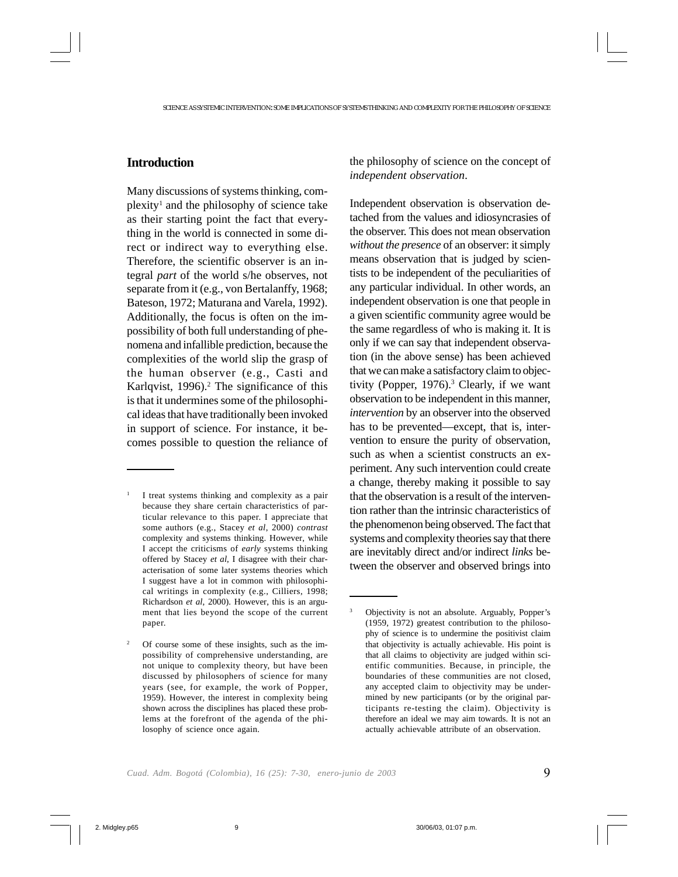## Introduction

Many discussions of systems thinking, complexity[1] and the philosophy of science take as their starting point the fact that everything in the world is connected in some direct or indirect way to everything else. Therefore, the scientific observer is an integral *part* of the world s/he observes, not separate from it (e.g., von Bertalanffy, 1968; Bateson, 1972; Maturana and Varela, 1992). Additionally, the focus is often on the impossibility of both full understanding of phenomena and infallible prediction, because the complexities of the world slip the grasp of the human observer (e.g., Casti and Karlqvist, 1996).[2] The significance of this is that it undermines some of the philosophical ideas that have traditionally been invoked in support of science. For instance, it becomes possible to question the reliance of the philosophy of science on the concept of *independent observation*.

Independent observation is observation detached from the values and idiosyncrasies of the observer. This does not mean observation *without the presence* of an observer: it simply means observation that is judged by scientists to be independent of the peculiarities of any particular individual. In other words, an independent observation is one that people in a given scientific community agree would be the same regardless of who is making it. It is only if we can say that independent observation (in the above sense) has been achieved that we can make a satisfactory claim to objectivity (Popper, 1976).[3] Clearly, if we want observation to be independent in this manner, *intervention* by an observer into the observed has to be prevented—except, that is, intervention to ensure the purity of observation, such as when a scientist constructs an experiment. Any such intervention could create a change, thereby making it possible to say that the observation is a result of the intervention rather than the intrinsic characteristics of the phenomenon being observed. The fact that systems and complexity theories say that there are inevitably direct and/or indirect *links* between the observer and observed brings into

---

[1] I treat systems thinking and complexity as a pair because they share certain characteristics of particular relevance to this paper. I appreciate that some authors (e.g., Stacey *et al*, 2000) *contrast* complexity and systems thinking. However, while I accept the criticisms of *early* systems thinking offered by Stacey *et al*, I disagree with their characterisation of some later systems theories which I suggest have a lot in common with philosophical writings in complexity (e.g., Cilliers, 1998; Richardson *et al*, 2000). However, this is an argument that lies beyond the scope of the current paper.

[2] Of course some of these insights, such as the impossibility of comprehensive understanding, are not unique to complexity theory, but have been discussed by philosophers of science for many years (see, for example, the work of Popper, 1959). However, the interest in complexity being shown across the disciplines has placed these problems at the forefront of the agenda of the philosophy of science once again.

[3] Objectivity is not an absolute. Arguably, Popper's (1959, 1972) greatest contribution to the philosophy of science is to undermine the positivist claim that objectivity is actually achievable. His point is that all claims to objectivity are judged within scientific communities. Because, in principle, the boundaries of these communities are not closed, any accepted claim to objectivity may be undermined by new participants (or by the original participants re-testing the claim). Objectivity is therefore an ideal we may aim towards. It is not an actually achievable attribute of an observation.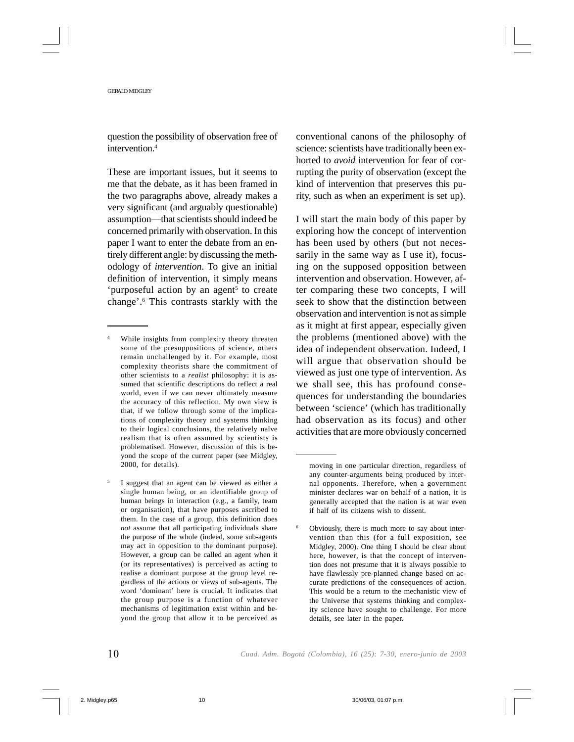question the possibility of observation free of intervention.[4]

These are important issues, but it seems to me that the debate, as it has been framed in the two paragraphs above, already makes a very significant (and arguably questionable) assumption—that scientists should indeed be concerned primarily with observation. In this paper I want to enter the debate from an entirely different angle: by discussing the methodology of *intervention*. To give an initial definition of intervention, it simply means 'purposeful action by an agent[5] to create change'.[6] This contrasts starkly with the conventional canons of the philosophy of science: scientists have traditionally been exhorted to *avoid* intervention for fear of corrupting the purity of observation (except the kind of intervention that preserves this purity, such as when an experiment is set up).

I will start the main body of this paper by exploring how the concept of intervention has been used by others (but not necessarily in the same way as I use it), focusing on the supposed opposition between intervention and observation. However, after comparing these two concepts, I will seek to show that the distinction between observation and intervention is not as simple as it might at first appear, especially given the problems (mentioned above) with the idea of independent observation. Indeed, I will argue that observation should be viewed as just one type of intervention. As we shall see, this has profound consequences for understanding the boundaries between 'science' (which has traditionally had observation as its focus) and other activities that are more obviously concerned

---

[4] While insights from complexity theory threaten some of the presuppositions of science, others remain unchallenged by it. For example, most complexity theorists share the commitment of other scientists to a *realist* philosophy: it is assumed that scientific descriptions do reflect a real world, even if we can never ultimately measure the accuracy of this reflection. My own view is that, if we follow through some of the implications of complexity theory and systems thinking to their logical conclusions, the relatively naïve realism that is often assumed by scientists is problematised. However, discussion of this is beyond the scope of the current paper (see Midgley, 2000, for details).

[5] I suggest that an agent can be viewed as either a single human being, or an identifiable group of human beings in interaction (e.g., a family, team or organisation), that have purposes ascribed to them. In the case of a group, this definition does *not* assume that all participating individuals share the purpose of the whole (indeed, some sub-agents may act in opposition to the dominant purpose). However, a group can be called an agent when it (or its representatives) is perceived as acting to realise a dominant purpose at the group level regardless of the actions or views of sub-agents. The word 'dominant' here is crucial. It indicates that the group purpose is a function of whatever mechanisms of legitimation exist within and beyond the group that allow it to be perceived as moving in one particular direction, regardless of any counter-arguments being produced by internal opponents. Therefore, when a government minister declares war on behalf of a nation, it is generally accepted that the nation is at war even if half of its citizens wish to dissent.

[6] Obviously, there is much more to say about intervention than this (for a full exposition, see Midgley, 2000). One thing I should be clear about here, however, is that the concept of intervention does not presume that it is always possible to have flawlessly pre-planned change based on accurate predictions of the consequences of action. This would be a return to the mechanistic view of the Universe that systems thinking and complexity science have sought to challenge. For more details, see later in the paper.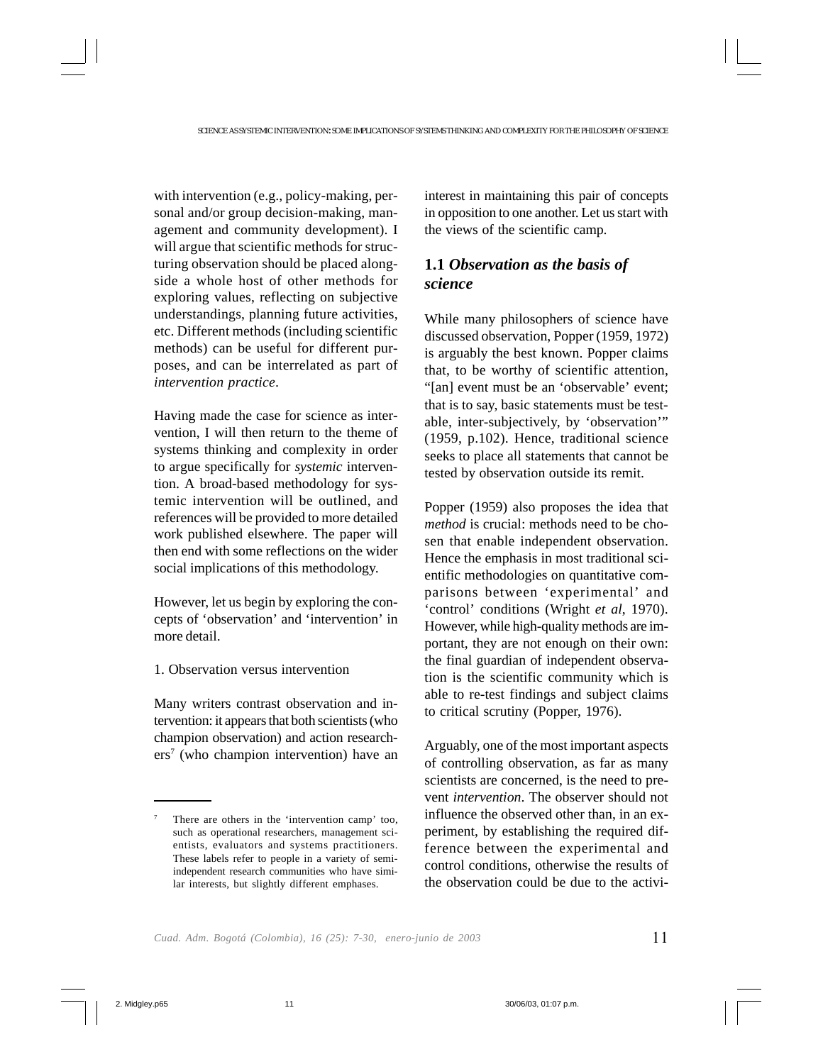with intervention (e.g., policy-making, personal and/or group decision-making, management and community development). I will argue that scientific methods for structuring observation should be placed alongside a whole host of other methods for exploring values, reflecting on subjective understandings, planning future activities, etc. Different methods (including scientific methods) can be useful for different purposes, and can be interrelated as part of *intervention practice*.

Having made the case for science as intervention, I will then return to the theme of systems thinking and complexity in order to argue specifically for *systemic* intervention. A broad-based methodology for systemic intervention will be outlined, and references will be provided to more detailed work published elsewhere. The paper will then end with some reflections on the wider social implications of this methodology.

However, let us begin by exploring the concepts of 'observation' and 'intervention' in more detail.

## 1. Observation versus intervention

Many writers contrast observation and intervention: it appears that both scientists (who champion observation) and action researchers[7] (who champion intervention) have an interest in maintaining this pair of concepts in opposition to one another. Let us start with the views of the scientific camp.

### 1.1 *Observation as the basis of science*

While many philosophers of science have discussed observation, Popper (1959, 1972) is arguably the best known. Popper claims that, to be worthy of scientific attention, "[an] event must be an 'observable' event; that is to say, basic statements must be testable, inter-subjectively, by 'observation'" (1959, p.102). Hence, traditional science seeks to place all statements that cannot be tested by observation outside its remit.

Popper (1959) also proposes the idea that *method* is crucial: methods need to be chosen that enable independent observation. Hence the emphasis in most traditional scientific methodologies on quantitative comparisons between 'experimental' and 'control' conditions (Wright *et al*, 1970). However, while high-quality methods are important, they are not enough on their own: the final guardian of independent observation is the scientific community which is able to re-test findings and subject claims to critical scrutiny (Popper, 1976).

Arguably, one of the most important aspects of controlling observation, as far as many scientists are concerned, is the need to prevent *intervention*. The observer should not influence the observed other than, in an experiment, by establishing the required difference between the experimental and control conditions, otherwise the results of the observation could be due to the activi-

---

[7] There are others in the 'intervention camp' too, such as operational researchers, management scientists, evaluators and systems practitioners. These labels refer to people in a variety of semi-independent research communities who have similar interests, but slightly different emphases.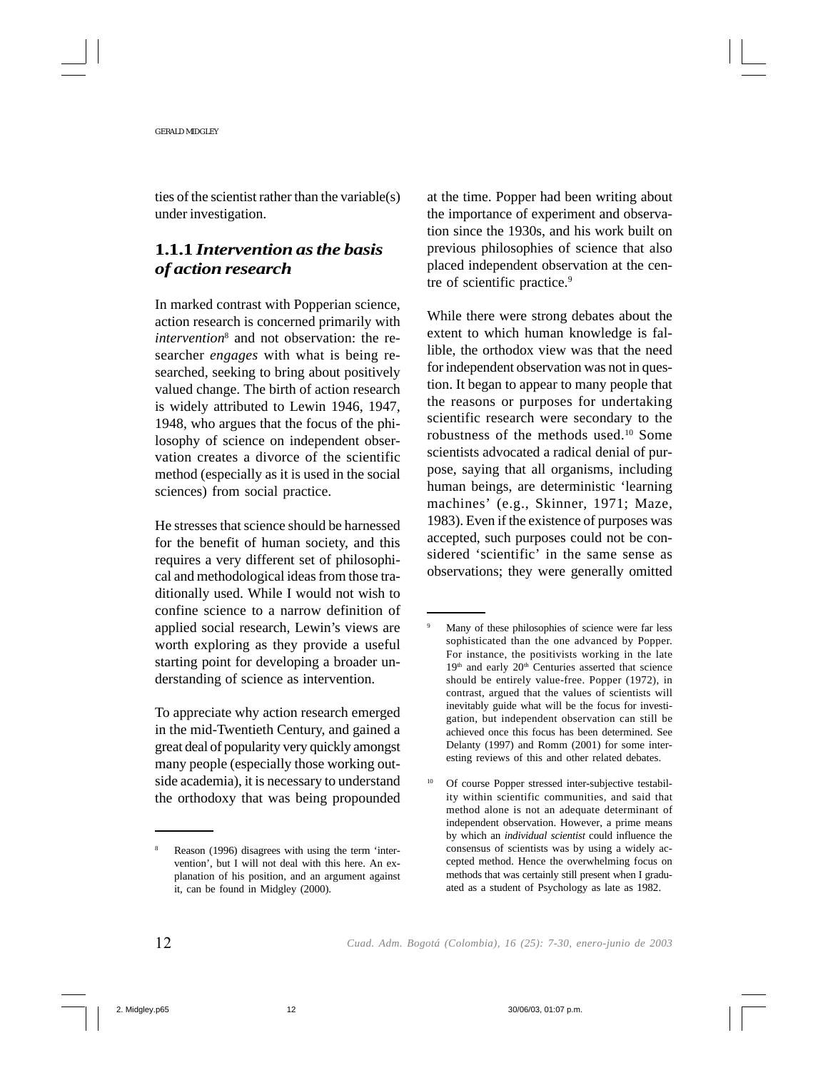ties of the scientist rather than the variable(s) under investigation.

### 1.1.1 *Intervention as the basis of action research*

In marked contrast with Popperian science, action research is concerned primarily with *intervention*[8] and not observation: the researcher *engages* with what is being researched, seeking to bring about positively valued change. The birth of action research is widely attributed to Lewin 1946, 1947, 1948, who argues that the focus of the philosophy of science on independent observation creates a divorce of the scientific method (especially as it is used in the social sciences) from social practice.

He stresses that science should be harnessed for the benefit of human society, and this requires a very different set of philosophical and methodological ideas from those traditionally used. While I would not wish to confine science to a narrow definition of applied social research, Lewin's views are worth exploring as they provide a useful starting point for developing a broader understanding of science as intervention.

To appreciate why action research emerged in the mid-Twentieth Century, and gained a great deal of popularity very quickly amongst many people (especially those working outside academia), it is necessary to understand the orthodoxy that was being propounded at the time. Popper had been writing about the importance of experiment and observation since the 1930s, and his work built on previous philosophies of science that also placed independent observation at the centre of scientific practice.[9]

While there were strong debates about the extent to which human knowledge is fallible, the orthodox view was that the need for independent observation was not in question. It began to appear to many people that the reasons or purposes for undertaking scientific research were secondary to the robustness of the methods used.[10] Some scientists advocated a radical denial of purpose, saying that all organisms, including human beings, are deterministic 'learning machines' (e.g., Skinner, 1971; Maze, 1983). Even if the existence of purposes was accepted, such purposes could not be considered 'scientific' in the same sense as observations; they were generally omitted

---

[8] Reason (1996) disagrees with using the term 'intervention', but I will not deal with this here. An explanation of his position, and an argument against it, can be found in Midgley (2000).

[9] Many of these philosophies of science were far less sophisticated than the one advanced by Popper. For instance, the positivists working in the late 19th and early 20th Centuries asserted that science should be entirely value-free. Popper (1972), in contrast, argued that the values of scientists will inevitably guide what will be the focus for investigation, but independent observation can still be achieved once this focus has been determined. See Delanty (1997) and Romm (2001) for some interesting reviews of this and other related debates.

[10] Of course Popper stressed inter-subjective testability within scientific communities, and said that method alone is not an adequate determinant of independent observation. However, a prime means by which an *individual scientist* could influence the consensus of scientists was by using a widely accepted method. Hence the overwhelming focus on methods that was certainly still present when I graduated as a student of Psychology as late as 1982.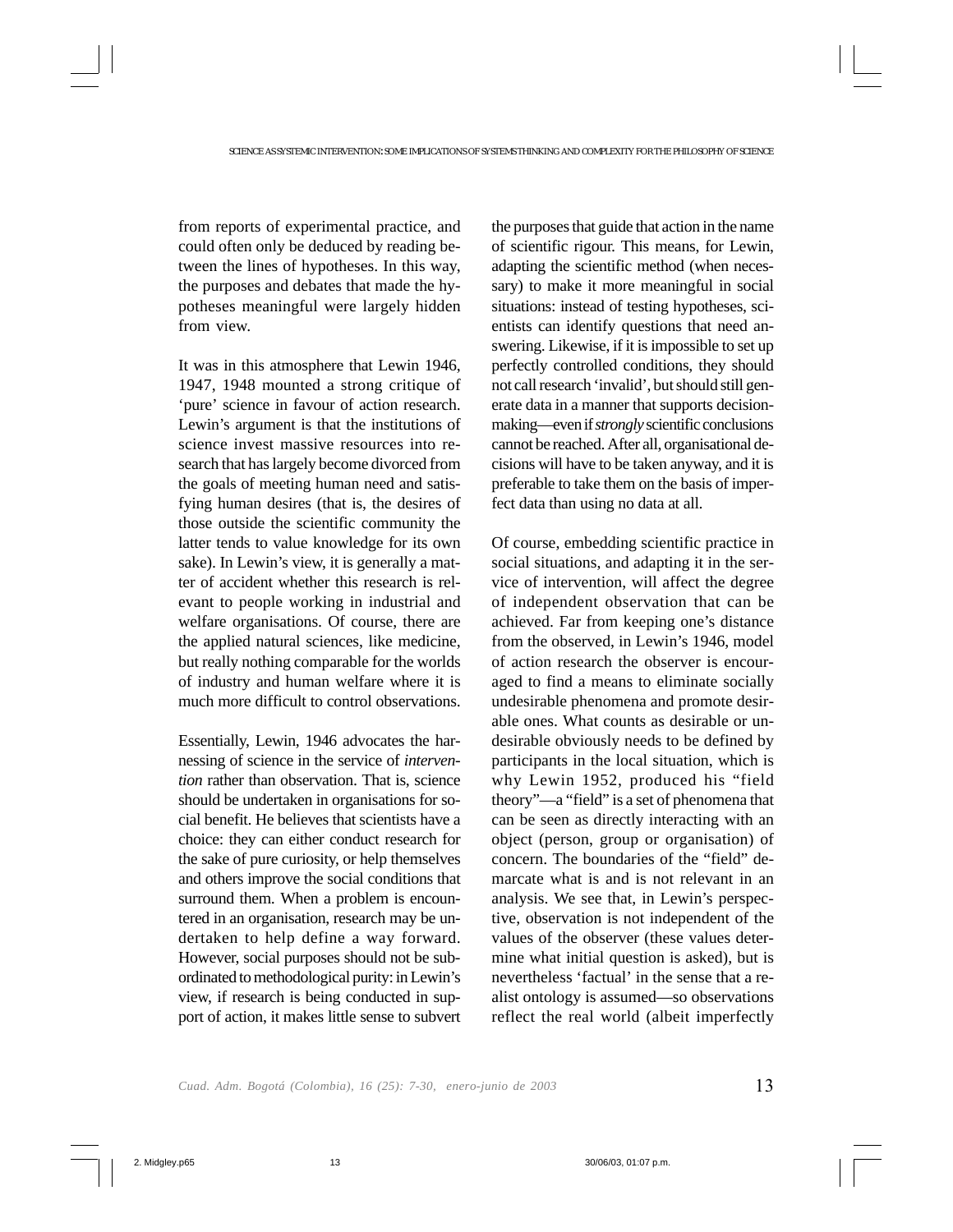from reports of experimental practice, and could often only be deduced by reading between the lines of hypotheses. In this way, the purposes and debates that made the hypotheses meaningful were largely hidden from view.

It was in this atmosphere that Lewin 1946, 1947, 1948 mounted a strong critique of 'pure' science in favour of action research. Lewin's argument is that the institutions of science invest massive resources into research that has largely become divorced from the goals of meeting human need and satisfying human desires (that is, the desires of those outside the scientific community the latter tends to value knowledge for its own sake). In Lewin's view, it is generally a matter of accident whether this research is relevant to people working in industrial and welfare organisations. Of course, there are the applied natural sciences, like medicine, but really nothing comparable for the worlds of industry and human welfare where it is much more difficult to control observations.

Essentially, Lewin, 1946 advocates the harnessing of science in the service of *intervention* rather than observation. That is, science should be undertaken in organisations for social benefit. He believes that scientists have a choice: they can either conduct research for the sake of pure curiosity, or help themselves and others improve the social conditions that surround them. When a problem is encountered in an organisation, research may be undertaken to help define a way forward. However, social purposes should not be subordinated to methodological purity: in Lewin's view, if research is being conducted in support of action, it makes little sense to subvert the purposes that guide that action in the name of scientific rigour. This means, for Lewin, adapting the scientific method (when necessary) to make it more meaningful in social situations: instead of testing hypotheses, scientists can identify questions that need answering. Likewise, if it is impossible to set up perfectly controlled conditions, they should not call research 'invalid', but should still generate data in a manner that supports decision-making—even if *strongly* scientific conclusions cannot be reached. After all, organisational decisions will have to be taken anyway, and it is preferable to take them on the basis of imperfect data than using no data at all.

Of course, embedding scientific practice in social situations, and adapting it in the service of intervention, will affect the degree of independent observation that can be achieved. Far from keeping one's distance from the observed, in Lewin's 1946, model of action research the observer is encouraged to find a means to eliminate socially undesirable phenomena and promote desirable ones. What counts as desirable or undesirable obviously needs to be defined by participants in the local situation, which is why Lewin 1952, produced his "field theory"—a "field" is a set of phenomena that can be seen as directly interacting with an object (person, group or organisation) of concern. The boundaries of the "field" demarcate what is and is not relevant in an analysis. We see that, in Lewin's perspective, observation is not independent of the values of the observer (these values determine what initial question is asked), but is nevertheless 'factual' in the sense that a realist ontology is assumed—so observations reflect the real world (albeit imperfectly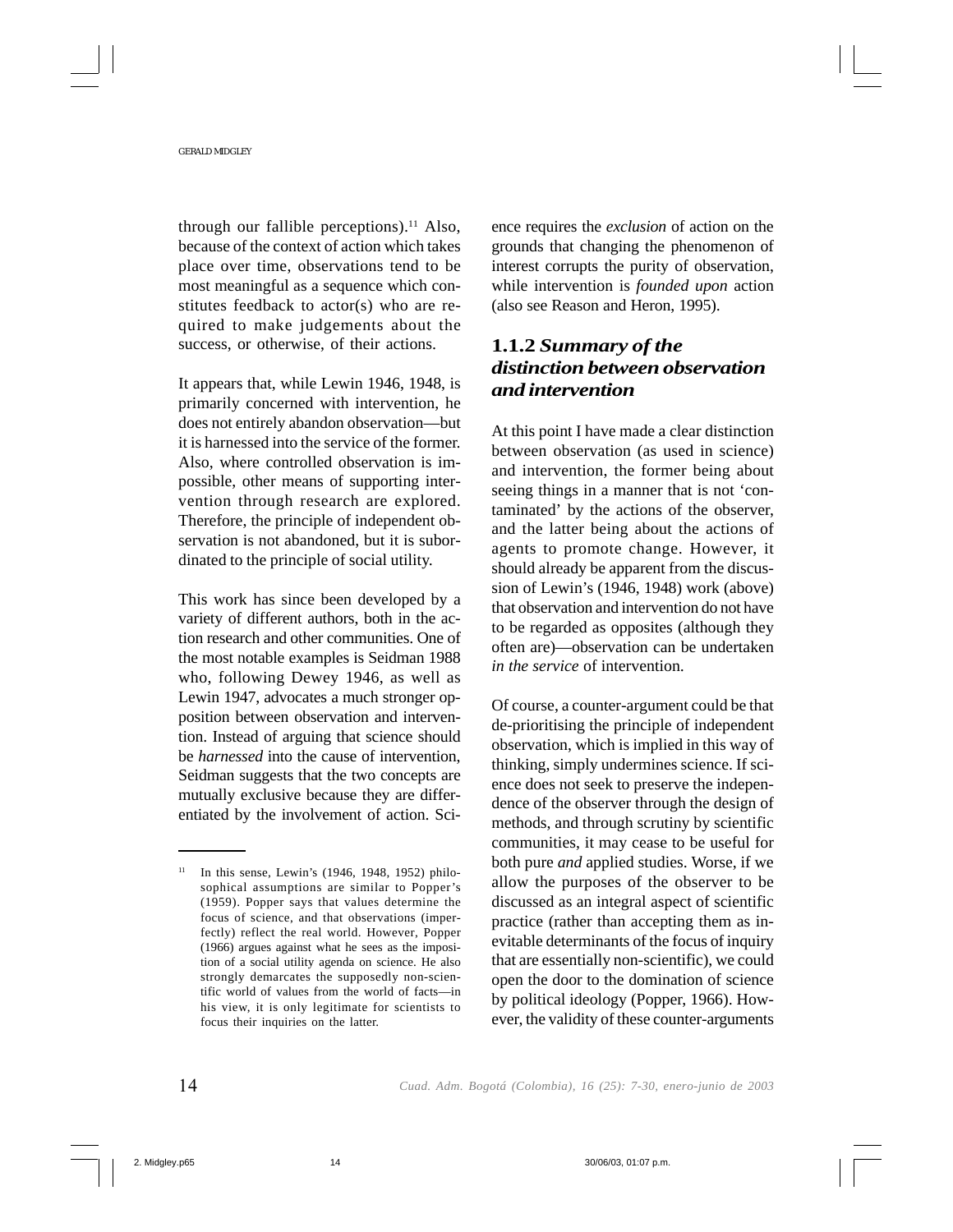through our fallible perceptions).[11] Also, because of the context of action which takes place over time, observations tend to be most meaningful as a sequence which constitutes feedback to actor(s) who are required to make judgements about the success, or otherwise, of their actions.

It appears that, while Lewin 1946, 1948, is primarily concerned with intervention, he does not entirely abandon observation—but it is harnessed into the service of the former. Also, where controlled observation is impossible, other means of supporting intervention through research are explored. Therefore, the principle of independent observation is not abandoned, but it is subordinated to the principle of social utility.

This work has since been developed by a variety of different authors, both in the action research and other communities. One of the most notable examples is Seidman 1988 who, following Dewey 1946, as well as Lewin 1947, advocates a much stronger opposition between observation and intervention. Instead of arguing that science should be *harnessed* into the cause of intervention, Seidman suggests that the two concepts are mutually exclusive because they are differentiated by the involvement of action. Science requires the *exclusion* of action on the grounds that changing the phenomenon of interest corrupts the purity of observation, while intervention is *founded upon* action (also see Reason and Heron, 1995).

### 1.1.2 *Summary of the distinction between observation and intervention*

At this point I have made a clear distinction between observation (as used in science) and intervention, the former being about seeing things in a manner that is not 'contaminated' by the actions of the observer, and the latter being about the actions of agents to promote change. However, it should already be apparent from the discussion of Lewin's (1946, 1948) work (above) that observation and intervention do not have to be regarded as opposites (although they often are)—observation can be undertaken *in the service* of intervention.

Of course, a counter-argument could be that de-prioritising the principle of independent observation, which is implied in this way of thinking, simply undermines science. If science does not seek to preserve the independence of the observer through the design of methods, and through scrutiny by scientific communities, it may cease to be useful for both pure *and* applied studies. Worse, if we allow the purposes of the observer to be discussed as an integral aspect of scientific practice (rather than accepting them as inevitable determinants of the focus of inquiry that are essentially non-scientific), we could open the door to the domination of science by political ideology (Popper, 1966). However, the validity of these counter-arguments

---

[11] In this sense, Lewin's (1946, 1948, 1952) philosophical assumptions are similar to Popper's (1959). Popper says that values determine the focus of science, and that observations (imperfectly) reflect the real world. However, Popper (1966) argues against what he sees as the imposition of a social utility agenda on science. He also strongly demarcates the supposedly non-scientific world of values from the world of facts—in his view, it is only legitimate for scientists to focus their inquiries on the latter.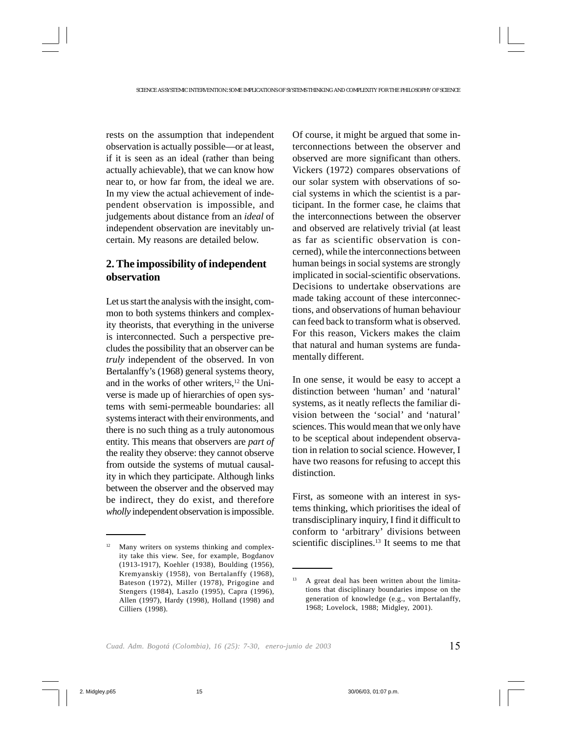rests on the assumption that independent observation is actually possible—or at least, if it is seen as an ideal (rather than being actually achievable), that we can know how near to, or how far from, the ideal we are. In my view the actual achievement of independent observation is impossible, and judgements about distance from an *ideal* of independent observation are inevitably uncertain. My reasons are detailed below.

## 2. The impossibility of independent observation

Let us start the analysis with the insight, common to both systems thinkers and complexity theorists, that everything in the universe is interconnected. Such a perspective precludes the possibility that an observer can be *truly* independent of the observed. In von Bertalanffy's (1968) general systems theory, and in the works of other writers,[12] the Universe is made up of hierarchies of open systems with semi-permeable boundaries: all systems interact with their environments, and there is no such thing as a truly autonomous entity. This means that observers are *part of* the reality they observe: they cannot observe from outside the systems of mutual causality in which they participate. Although links between the observer and the observed may be indirect, they do exist, and therefore *wholly* independent observation is impossible.

Of course, it might be argued that some interconnections between the observer and observed are more significant than others. Vickers (1972) compares observations of our solar system with observations of social systems in which the scientist is a participant. In the former case, he claims that the interconnections between the observer and observed are relatively trivial (at least as far as scientific observation is concerned), while the interconnections between human beings in social systems are strongly implicated in social-scientific observations. Decisions to undertake observations are made taking account of these interconnections, and observations of human behaviour can feed back to transform what is observed. For this reason, Vickers makes the claim that natural and human systems are fundamentally different.

In one sense, it would be easy to accept a distinction between 'human' and 'natural' systems, as it neatly reflects the familiar division between the 'social' and 'natural' sciences. This would mean that we only have to be sceptical about independent observation in relation to social science. However, I have two reasons for refusing to accept this distinction.

First, as someone with an interest in systems thinking, which prioritises the ideal of transdisciplinary inquiry, I find it difficult to conform to 'arbitrary' divisions between scientific disciplines.[13] It seems to me that

---

[12] Many writers on systems thinking and complexity take this view. See, for example, Bogdanov (1913-1917), Koehler (1938), Boulding (1956), Kremyanskiy (1958), von Bertalanffy (1968), Bateson (1972), Miller (1978), Prigogine and Stengers (1984), Laszlo (1995), Capra (1996), Allen (1997), Hardy (1998), Holland (1998) and Cilliers (1998).

[13] A great deal has been written about the limitations that disciplinary boundaries impose on the generation of knowledge (e.g., von Bertalanffy, 1968; Lovelock, 1988; Midgley, 2001).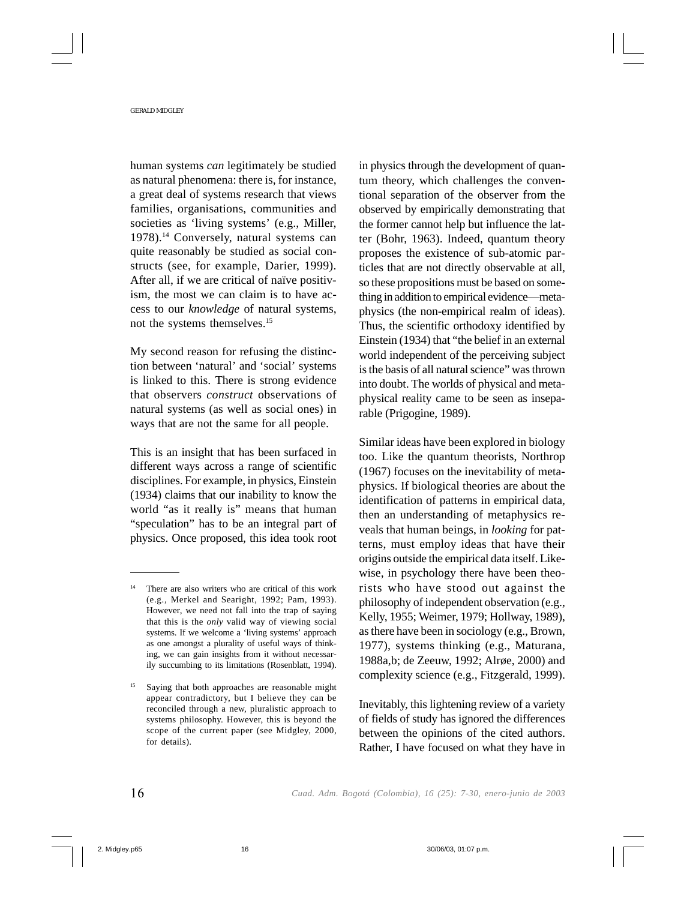human systems *can* legitimately be studied as natural phenomena: there is, for instance, a great deal of systems research that views families, organisations, communities and societies as 'living systems' (e.g., Miller, 1978).[14] Conversely, natural systems can quite reasonably be studied as social constructs (see, for example, Darier, 1999). After all, if we are critical of naïve positivism, the most we can claim is to have access to our *knowledge* of natural systems, not the systems themselves.[15]

My second reason for refusing the distinction between 'natural' and 'social' systems is linked to this. There is strong evidence that observers *construct* observations of natural systems (as well as social ones) in ways that are not the same for all people.

This is an insight that has been surfaced in different ways across a range of scientific disciplines. For example, in physics, Einstein (1934) claims that our inability to know the world "as it really is" means that human "speculation" has to be an integral part of physics. Once proposed, this idea took root in physics through the development of quantum theory, which challenges the conventional separation of the observer from the observed by empirically demonstrating that the former cannot help but influence the latter (Bohr, 1963). Indeed, quantum theory proposes the existence of sub-atomic particles that are not directly observable at all, so these propositions must be based on something in addition to empirical evidence—metaphysics (the non-empirical realm of ideas). Thus, the scientific orthodoxy identified by Einstein (1934) that "the belief in an external world independent of the perceiving subject is the basis of all natural science" was thrown into doubt. The worlds of physical and metaphysical reality came to be seen as inseparable (Prigogine, 1989).

Similar ideas have been explored in biology too. Like the quantum theorists, Northrop (1967) focuses on the inevitability of metaphysics. If biological theories are about the identification of patterns in empirical data, then an understanding of metaphysics reveals that human beings, in *looking* for patterns, must employ ideas that have their origins outside the empirical data itself. Likewise, in psychology there have been theorists who have stood out against the philosophy of independent observation (e.g., Kelly, 1955; Weimer, 1979; Hollway, 1989), as there have been in sociology (e.g., Brown, 1977), systems thinking (e.g., Maturana, 1988a,b; de Zeeuw, 1992; Alrøe, 2000) and complexity science (e.g., Fitzgerald, 1999).

Inevitably, this lightening review of a variety of fields of study has ignored the differences between the opinions of the cited authors. Rather, I have focused on what they have in

---

[14] There are also writers who are critical of this work (e.g., Merkel and Searight, 1992; Pam, 1993). However, we need not fall into the trap of saying that this is the *only* valid way of viewing social systems. If we welcome a 'living systems' approach as one amongst a plurality of useful ways of thinking, we can gain insights from it without necessarily succumbing to its limitations (Rosenblatt, 1994).

[15] Saying that both approaches are reasonable might appear contradictory, but I believe they can be reconciled through a new, pluralistic approach to systems philosophy. However, this is beyond the scope of the current paper (see Midgley, 2000, for details).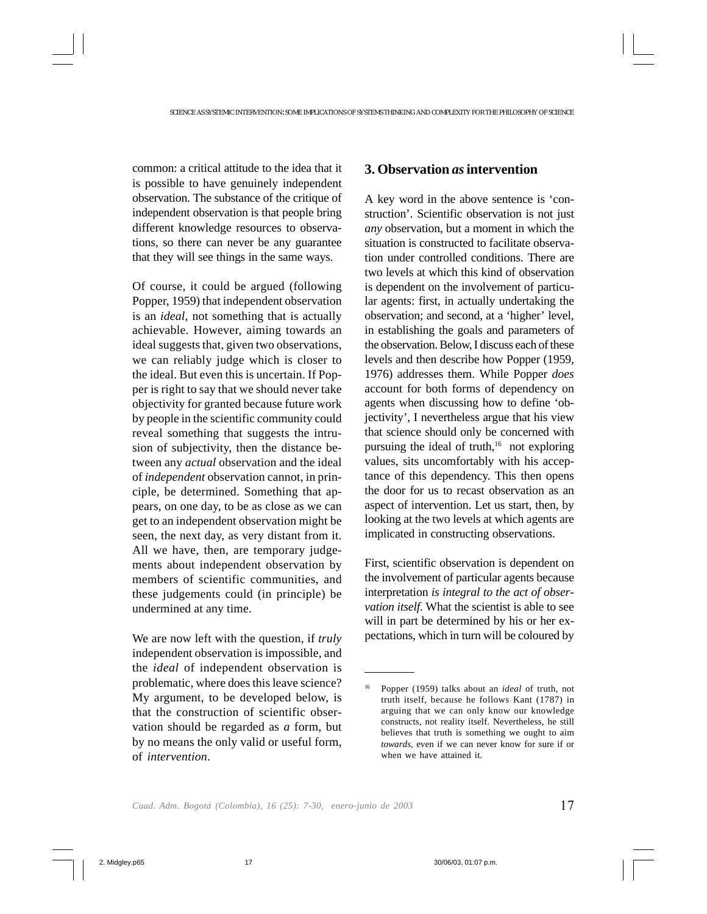common: a critical attitude to the idea that it is possible to have genuinely independent observation. The substance of the critique of independent observation is that people bring different knowledge resources to observations, so there can never be any guarantee that they will see things in the same ways.

Of course, it could be argued (following Popper, 1959) that independent observation is an *ideal*, not something that is actually achievable. However, aiming towards an ideal suggests that, given two observations, we can reliably judge which is closer to the ideal. But even this is uncertain. If Popper is right to say that we should never take objectivity for granted because future work by people in the scientific community could reveal something that suggests the intrusion of subjectivity, then the distance between any *actual* observation and the ideal of *independent* observation cannot, in principle, be determined. Something that appears, on one day, to be as close as we can get to an independent observation might be seen, the next day, as very distant from it. All we have, then, are temporary judgements about independent observation by members of scientific communities, and these judgements could (in principle) be undermined at any time.

We are now left with the question, if *truly* independent observation is impossible, and the *ideal* of independent observation is problematic, where does this leave science? My argument, to be developed below, is that the construction of scientific observation should be regarded as *a* form, but by no means the only valid or useful form, of *intervention*.

## 3. Observation *as* intervention

A key word in the above sentence is 'construction'. Scientific observation is not just *any* observation, but a moment in which the situation is constructed to facilitate observation under controlled conditions. There are two levels at which this kind of observation is dependent on the involvement of particular agents: first, in actually undertaking the observation; and second, at a 'higher' level, in establishing the goals and parameters of the observation. Below, I discuss each of these levels and then describe how Popper (1959, 1976) addresses them. While Popper *does* account for both forms of dependency on agents when discussing how to define 'objectivity', I nevertheless argue that his view that science should only be concerned with pursuing the ideal of truth,[16] not exploring values, sits uncomfortably with his acceptance of this dependency. This then opens the door for us to recast observation as an aspect of intervention. Let us start, then, by looking at the two levels at which agents are implicated in constructing observations.

First, scientific observation is dependent on the involvement of particular agents because interpretation *is integral to the act of observation itself.* What the scientist is able to see will in part be determined by his or her expectations, which in turn will be coloured by

[16] Popper (1959) talks about an *ideal* of truth, not truth itself, because he follows Kant (1787) in arguing that we can only know our knowledge constructs, not reality itself. Nevertheless, he still believes that truth is something we ought to aim *towards*, even if we can never know for sure if or when we have attained it.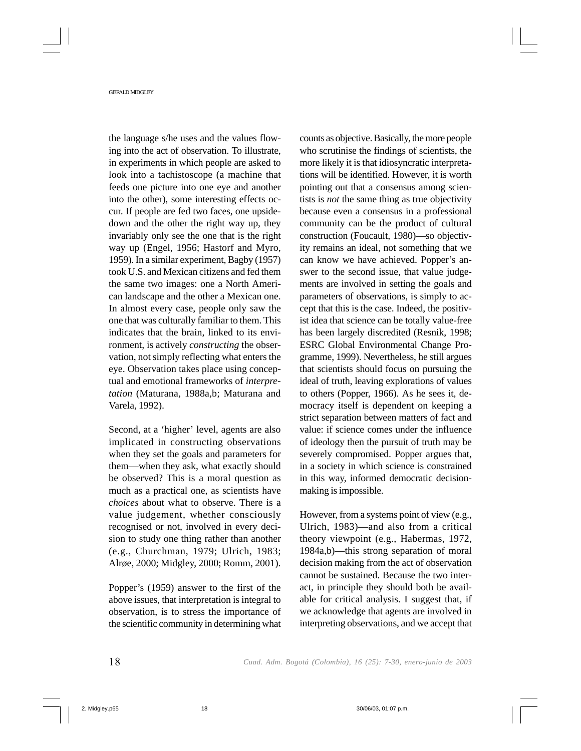the language s/he uses and the values flowing into the act of observation. To illustrate, in experiments in which people are asked to look into a tachistoscope (a machine that feeds one picture into one eye and another into the other), some interesting effects occur. If people are fed two faces, one upside-down and the other the right way up, they invariably only see the one that is the right way up (Engel, 1956; Hastorf and Myro, 1959). In a similar experiment, Bagby (1957) took U.S. and Mexican citizens and fed them the same two images: one a North American landscape and the other a Mexican one. In almost every case, people only saw the one that was culturally familiar to them. This indicates that the brain, linked to its environment, is actively *constructing* the observation, not simply reflecting what enters the eye. Observation takes place using conceptual and emotional frameworks of *interpretation* (Maturana, 1988a,b; Maturana and Varela, 1992).

Second, at a 'higher' level, agents are also implicated in constructing observations when they set the goals and parameters for them—when they ask, what exactly should be observed? This is a moral question as much as a practical one, as scientists have *choices* about what to observe. There is a value judgement, whether consciously recognised or not, involved in every decision to study one thing rather than another (e.g., Churchman, 1979; Ulrich, 1983; Alrøe, 2000; Midgley, 2000; Romm, 2001).

Popper's (1959) answer to the first of the above issues, that interpretation is integral to observation, is to stress the importance of the scientific community in determining what counts as objective. Basically, the more people who scrutinise the findings of scientists, the more likely it is that idiosyncratic interpretations will be identified. However, it is worth pointing out that a consensus among scientists is *not* the same thing as true objectivity because even a consensus in a professional community can be the product of cultural construction (Foucault, 1980)—so objectivity remains an ideal, not something that we can know we have achieved. Popper's answer to the second issue, that value judgements are involved in setting the goals and parameters of observations, is simply to accept that this is the case. Indeed, the positivist idea that science can be totally value-free has been largely discredited (Resnik, 1998; ESRC Global Environmental Change Programme, 1999). Nevertheless, he still argues that scientists should focus on pursuing the ideal of truth, leaving explorations of values to others (Popper, 1966). As he sees it, democracy itself is dependent on keeping a strict separation between matters of fact and value: if science comes under the influence of ideology then the pursuit of truth may be severely compromised. Popper argues that, in a society in which science is constrained in this way, informed democratic decision-making is impossible.

However, from a systems point of view (e.g., Ulrich, 1983)—and also from a critical theory viewpoint (e.g., Habermas, 1972, 1984a,b)—this strong separation of moral decision making from the act of observation cannot be sustained. Because the two interact, in principle they should both be available for critical analysis. I suggest that, if we acknowledge that agents are involved in interpreting observations, and we accept that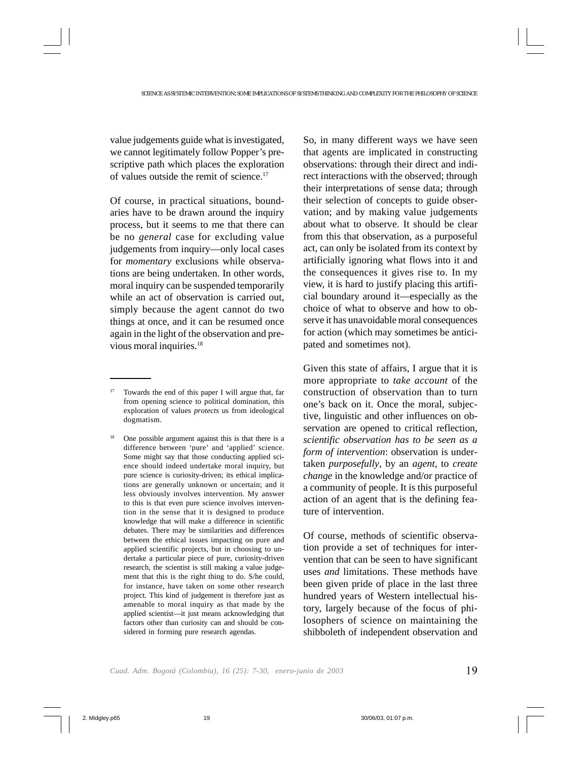value judgements guide what is investigated, we cannot legitimately follow Popper's prescriptive path which places the exploration of values outside the remit of science.[17]

Of course, in practical situations, boundaries have to be drawn around the inquiry process, but it seems to me that there can be no *general* case for excluding value judgements from inquiry—only local cases for *momentary* exclusions while observations are being undertaken. In other words, moral inquiry can be suspended temporarily while an act of observation is carried out, simply because the agent cannot do two things at once, and it can be resumed once again in the light of the observation and previous moral inquiries.[18]

So, in many different ways we have seen that agents are implicated in constructing observations: through their direct and indirect interactions with the observed; through their interpretations of sense data; through their selection of concepts to guide observation; and by making value judgements about what to observe. It should be clear from this that observation, as a purposeful act, can only be isolated from its context by artificially ignoring what flows into it and the consequences it gives rise to. In my view, it is hard to justify placing this artificial boundary around it—especially as the choice of what to observe and how to observe it has unavoidable moral consequences for action (which may sometimes be anticipated and sometimes not).

Given this state of affairs, I argue that it is more appropriate to *take account* of the construction of observation than to turn one's back on it. Once the moral, subjective, linguistic and other influences on observation are opened to critical reflection, *scientific observation has to be seen as a form of intervention*: observation is undertaken *purposefully*, by an *agent*, to *create change* in the knowledge and/or practice of a community of people. It is this purposeful action of an agent that is the defining feature of intervention.

Of course, methods of scientific observation provide a set of techniques for intervention that can be seen to have significant uses *and* limitations. These methods have been given pride of place in the last three hundred years of Western intellectual history, largely because of the focus of philosophers of science on maintaining the shibboleth of independent observation and

---

[17] Towards the end of this paper I will argue that, far from opening science to political domination, this exploration of values *protects* us from ideological dogmatism.

[18] One possible argument against this is that there is a difference between 'pure' and 'applied' science. Some might say that those conducting applied science should indeed undertake moral inquiry, but pure science is curiosity-driven; its ethical implications are generally unknown or uncertain; and it less obviously involves intervention. My answer to this is that even pure science involves intervention in the sense that it is designed to produce knowledge that will make a difference in scientific debates. There may be similarities and differences between the ethical issues impacting on pure and applied scientific projects, but in choosing to undertake a particular piece of pure, curiosity-driven research, the scientist is still making a value judgement that this is the right thing to do. S/he could, for instance, have taken on some other research project. This kind of judgement is therefore just as amenable to moral inquiry as that made by the applied scientist—it just means acknowledging that factors other than curiosity can and should be considered in forming pure research agendas.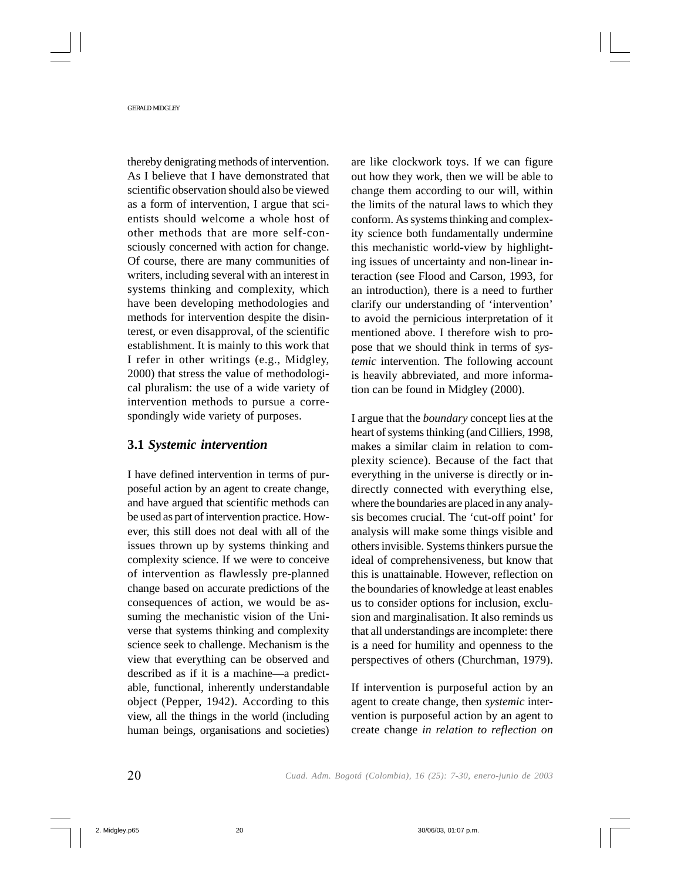thereby denigrating methods of intervention. As I believe that I have demonstrated that scientific observation should also be viewed as a form of intervention, I argue that scientists should welcome a whole host of other methods that are more self-consciously concerned with action for change. Of course, there are many communities of writers, including several with an interest in systems thinking and complexity, which have been developing methodologies and methods for intervention despite the disinterest, or even disapproval, of the scientific establishment. It is mainly to this work that I refer in other writings (e.g., Midgley, 2000) that stress the value of methodological pluralism: the use of a wide variety of intervention methods to pursue a correspondingly wide variety of purposes.

### 3.1 *Systemic intervention*

I have defined intervention in terms of purposeful action by an agent to create change, and have argued that scientific methods can be used as part of intervention practice. However, this still does not deal with all of the issues thrown up by systems thinking and complexity science. If we were to conceive of intervention as flawlessly pre-planned change based on accurate predictions of the consequences of action, we would be assuming the mechanistic vision of the Universe that systems thinking and complexity science seek to challenge. Mechanism is the view that everything can be observed and described as if it is a machine—a predictable, functional, inherently understandable object (Pepper, 1942). According to this view, all the things in the world (including human beings, organisations and societies) are like clockwork toys. If we can figure out how they work, then we will be able to change them according to our will, within the limits of the natural laws to which they conform. As systems thinking and complexity science both fundamentally undermine this mechanistic world-view by highlighting issues of uncertainty and non-linear interaction (see Flood and Carson, 1993, for an introduction), there is a need to further clarify our understanding of 'intervention' to avoid the pernicious interpretation of it mentioned above. I therefore wish to propose that we should think in terms of *systemic* intervention. The following account is heavily abbreviated, and more information can be found in Midgley (2000).

I argue that the *boundary* concept lies at the heart of systems thinking (and Cilliers, 1998, makes a similar claim in relation to complexity science). Because of the fact that everything in the universe is directly or indirectly connected with everything else, where the boundaries are placed in any analysis becomes crucial. The 'cut-off point' for analysis will make some things visible and others invisible. Systems thinkers pursue the ideal of comprehensiveness, but know that this is unattainable. However, reflection on the boundaries of knowledge at least enables us to consider options for inclusion, exclusion and marginalisation. It also reminds us that all understandings are incomplete: there is a need for humility and openness to the perspectives of others (Churchman, 1979).

If intervention is purposeful action by an agent to create change, then *systemic* intervention is purposeful action by an agent to create change *in relation to reflection on*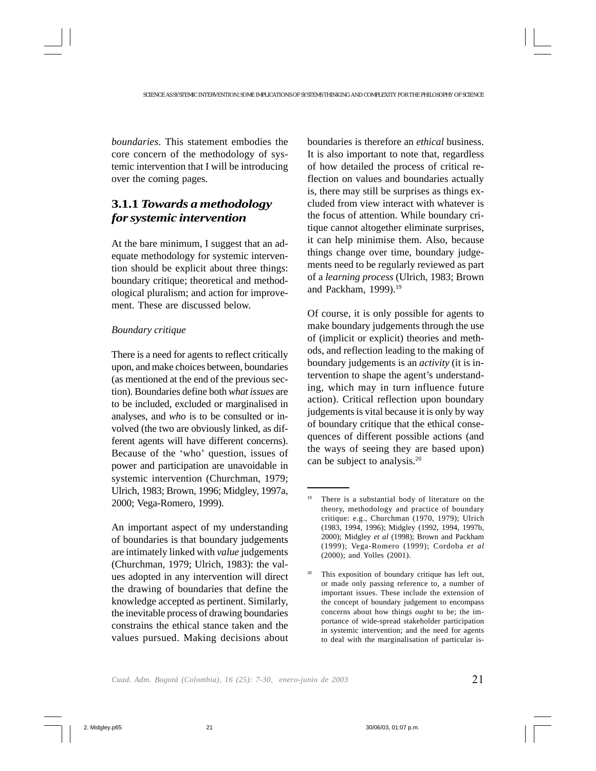*boundaries*. This statement embodies the core concern of the methodology of systemic intervention that I will be introducing over the coming pages.

### 3.1.1 *Towards a methodology for systemic intervention*

At the bare minimum, I suggest that an adequate methodology for systemic intervention should be explicit about three things: boundary critique; theoretical and methodological pluralism; and action for improvement. These are discussed below.

*Boundary critique*

There is a need for agents to reflect critically upon, and make choices between, boundaries (as mentioned at the end of the previous section). Boundaries define both *what issues* are to be included, excluded or marginalised in analyses, and *who* is to be consulted or involved (the two are obviously linked, as different agents will have different concerns). Because of the 'who' question, issues of power and participation are unavoidable in systemic intervention (Churchman, 1979; Ulrich, 1983; Brown, 1996; Midgley, 1997a, 2000; Vega-Romero, 1999).

An important aspect of my understanding of boundaries is that boundary judgements are intimately linked with *value* judgements (Churchman, 1979; Ulrich, 1983): the values adopted in any intervention will direct the drawing of boundaries that define the knowledge accepted as pertinent. Similarly, the inevitable process of drawing boundaries constrains the ethical stance taken and the values pursued. Making decisions about boundaries is therefore an *ethical* business. It is also important to note that, regardless of how detailed the process of critical reflection on values and boundaries actually is, there may still be surprises as things excluded from view interact with whatever is the focus of attention. While boundary critique cannot altogether eliminate surprises, it can help minimise them. Also, because things change over time, boundary judgements need to be regularly reviewed as part of a *learning process* (Ulrich, 1983; Brown and Packham, 1999).[19]

Of course, it is only possible for agents to make boundary judgements through the use of (implicit or explicit) theories and methods, and reflection leading to the making of boundary judgements is an *activity* (it is intervention to shape the agent's understanding, which may in turn influence future action). Critical reflection upon boundary judgements is vital because it is only by way of boundary critique that the ethical consequences of different possible actions (and the ways of seeing they are based upon) can be subject to analysis.[20]

---

[19] There is a substantial body of literature on the theory, methodology and practice of boundary critique: e.g., Churchman (1970, 1979); Ulrich (1983, 1994, 1996); Midgley (1992, 1994, 1997b, 2000); Midgley *et al* (1998); Brown and Packham (1999); Vega-Romero (1999); Cordoba *et al* (2000); and Yolles (2001).

[20] This exposition of boundary critique has left out, or made only passing reference to, a number of important issues. These include the extension of the concept of boundary judgement to encompass concerns about how things *ought* to be; the importance of wide-spread stakeholder participation in systemic intervention; and the need for agents to deal with the marginalisation of particular is-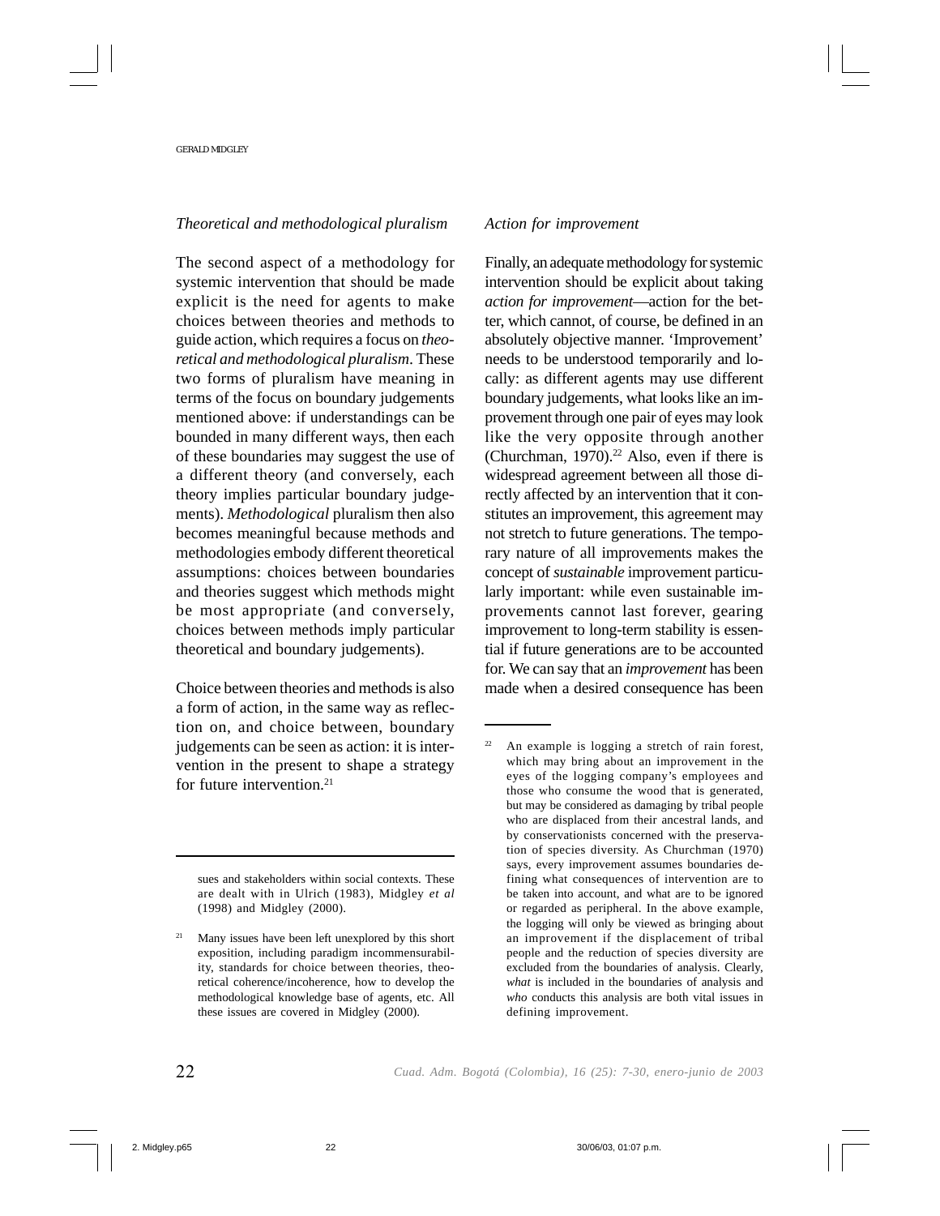### *Theoretical and methodological pluralism*

The second aspect of a methodology for systemic intervention that should be made explicit is the need for agents to make choices between theories and methods to guide action, which requires a focus on *theoretical and methodological pluralism*. These two forms of pluralism have meaning in terms of the focus on boundary judgements mentioned above: if understandings can be bounded in many different ways, then each of these boundaries may suggest the use of a different theory (and conversely, each theory implies particular boundary judgements). *Methodological* pluralism then also becomes meaningful because methods and methodologies embody different theoretical assumptions: choices between boundaries and theories suggest which methods might be most appropriate (and conversely, choices between methods imply particular theoretical and boundary judgements).

Choice between theories and methods is also a form of action, in the same way as reflection on, and choice between, boundary judgements can be seen as action: it is intervention in the present to shape a strategy for future intervention.[21]

### *Action for improvement*

Finally, an adequate methodology for systemic intervention should be explicit about taking *action for improvement*—action for the better, which cannot, of course, be defined in an absolutely objective manner. 'Improvement' needs to be understood temporarily and locally: as different agents may use different boundary judgements, what looks like an improvement through one pair of eyes may look like the very opposite through another (Churchman, 1970).[22] Also, even if there is widespread agreement between all those directly affected by an intervention that it constitutes an improvement, this agreement may not stretch to future generations. The temporary nature of all improvements makes the concept of *sustainable* improvement particularly important: while even sustainable improvements cannot last forever, gearing improvement to long-term stability is essential if future generations are to be accounted for. We can say that an *improvement* has been made when a desired consequence has been

---

sues and stakeholders within social contexts. These are dealt with in Ulrich (1983), Midgley *et al* (1998) and Midgley (2000).

[21] Many issues have been left unexplored by this short exposition, including paradigm incommensurability, standards for choice between theories, theoretical coherence/incoherence, how to develop the methodological knowledge base of agents, etc. All these issues are covered in Midgley (2000).

[22] An example is logging a stretch of rain forest, which may bring about an improvement in the eyes of the logging company's employees and those who consume the wood that is generated, but may be considered as damaging by tribal people who are displaced from their ancestral lands, and by conservationists concerned with the preservation of species diversity. As Churchman (1970) says, every improvement assumes boundaries defining what consequences of intervention are to be taken into account, and what are to be ignored or regarded as peripheral. In the above example, the logging will only be viewed as bringing about an improvement if the displacement of tribal people and the reduction of species diversity are excluded from the boundaries of analysis. Clearly, *what* is included in the boundaries of analysis and *who* conducts this analysis are both vital issues in defining improvement.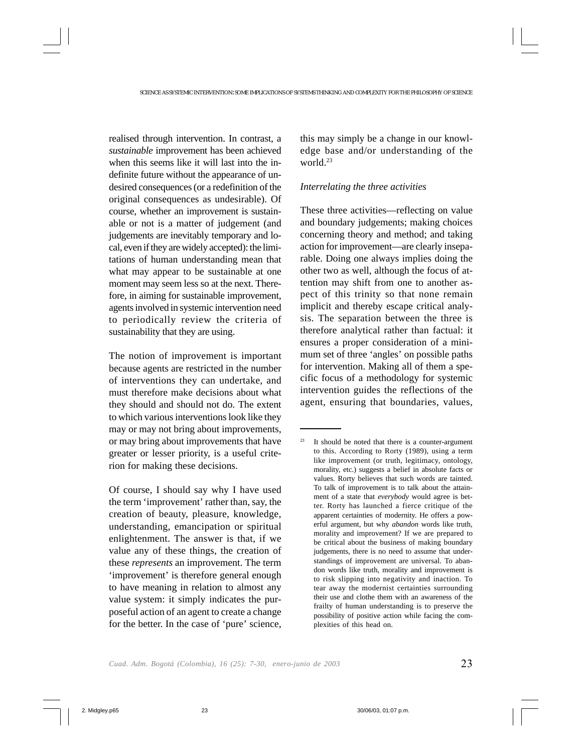realised through intervention. In contrast, a *sustainable* improvement has been achieved when this seems like it will last into the indefinite future without the appearance of undesired consequences (or a redefinition of the original consequences as undesirable). Of course, whether an improvement is sustainable or not is a matter of judgement (and judgements are inevitably temporary and local, even if they are widely accepted): the limitations of human understanding mean that what may appear to be sustainable at one moment may seem less so at the next. Therefore, in aiming for sustainable improvement, agents involved in systemic intervention need to periodically review the criteria of sustainability that they are using.

The notion of improvement is important because agents are restricted in the number of interventions they can undertake, and must therefore make decisions about what they should and should not do. The extent to which various interventions look like they may or may not bring about improvements, or may bring about improvements that have greater or lesser priority, is a useful criterion for making these decisions.

Of course, I should say why I have used the term 'improvement' rather than, say, the creation of beauty, pleasure, knowledge, understanding, emancipation or spiritual enlightenment. The answer is that, if we value any of these things, the creation of these *represents* an improvement. The term 'improvement' is therefore general enough to have meaning in relation to almost any value system: it simply indicates the purposeful action of an agent to create a change for the better. In the case of 'pure' science, this may simply be a change in our knowledge base and/or understanding of the world.[23]

### *Interrelating the three activities*

These three activities—reflecting on value and boundary judgements; making choices concerning theory and method; and taking action for improvement—are clearly inseparable. Doing one always implies doing the other two as well, although the focus of attention may shift from one to another aspect of this trinity so that none remain implicit and thereby escape critical analysis. The separation between the three is therefore analytical rather than factual: it ensures a proper consideration of a minimum set of three 'angles' on possible paths for intervention. Making all of them a specific focus of a methodology for systemic intervention guides the reflections of the agent, ensuring that boundaries, values,

---

[23] It should be noted that there is a counter-argument to this. According to Rorty (1989), using a term like improvement (or truth, legitimacy, ontology, morality, etc.) suggests a belief in absolute facts or values. Rorty believes that such words are tainted. To talk of improvement is to talk about the attainment of a state that *everybody* would agree is better. Rorty has launched a fierce critique of the apparent certainties of modernity. He offers a powerful argument, but why *abandon* words like truth, morality and improvement? If we are prepared to be critical about the business of making boundary judgements, there is no need to assume that understandings of improvement are universal. To abandon words like truth, morality and improvement is to risk slipping into negativity and inaction. To tear away the modernist certainties surrounding their use and clothe them with an awareness of the frailty of human understanding is to preserve the possibility of positive action while facing the complexities of this head on.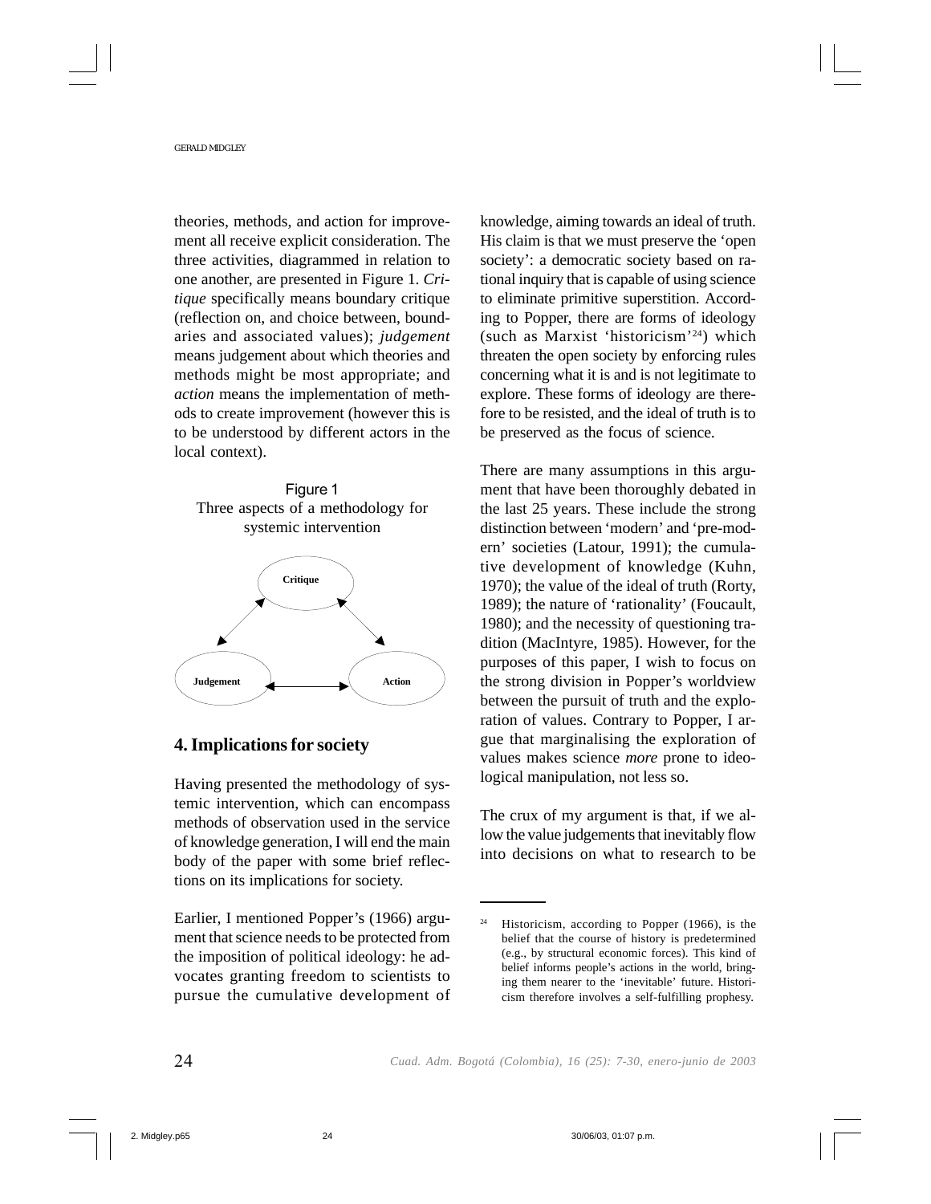theories, methods, and action for improvement all receive explicit consideration. The three activities, diagrammed in relation to one another, are presented in Figure 1. *Critique* specifically means boundary critique (reflection on, and choice between, boundaries and associated values); *judgement* means judgement about which theories and methods might be most appropriate; and *action* means the implementation of methods to create improvement (however this is to be understood by different actors in the local context).

Figure 1
Three aspects of a methodology for systemic intervention

Critique

Judgement

Action

## 4. Implications for society

Having presented the methodology of systemic intervention, which can encompass methods of observation used in the service of knowledge generation, I will end the main body of the paper with some brief reflections on its implications for society.

Earlier, I mentioned Popper's (1966) argument that science needs to be protected from the imposition of political ideology: he advocates granting freedom to scientists to pursue the cumulative development of knowledge, aiming towards an ideal of truth. His claim is that we must preserve the 'open society': a democratic society based on rational inquiry that is capable of using science to eliminate primitive superstition. According to Popper, there are forms of ideology (such as Marxist 'historicism'[24]) which threaten the open society by enforcing rules concerning what it is and is not legitimate to explore. These forms of ideology are therefore to be resisted, and the ideal of truth is to be preserved as the focus of science.

There are many assumptions in this argument that have been thoroughly debated in the last 25 years. These include the strong distinction between 'modern' and 'pre-modern' societies (Latour, 1991); the cumulative development of knowledge (Kuhn, 1970); the value of the ideal of truth (Rorty, 1989); the nature of 'rationality' (Foucault, 1980); and the necessity of questioning tradition (MacIntyre, 1985). However, for the purposes of this paper, I wish to focus on the strong division in Popper's worldview between the pursuit of truth and the exploration of values. Contrary to Popper, I argue that marginalising the exploration of values makes science *more* prone to ideological manipulation, not less so.

The crux of my argument is that, if we allow the value judgements that inevitably flow into decisions on what to research to be

[24] Historicism, according to Popper (1966), is the belief that the course of history is predetermined (e.g., by structural economic forces). This kind of belief informs people's actions in the world, bringing them nearer to the 'inevitable' future. Historicism therefore involves a self-fulfilling prophesy.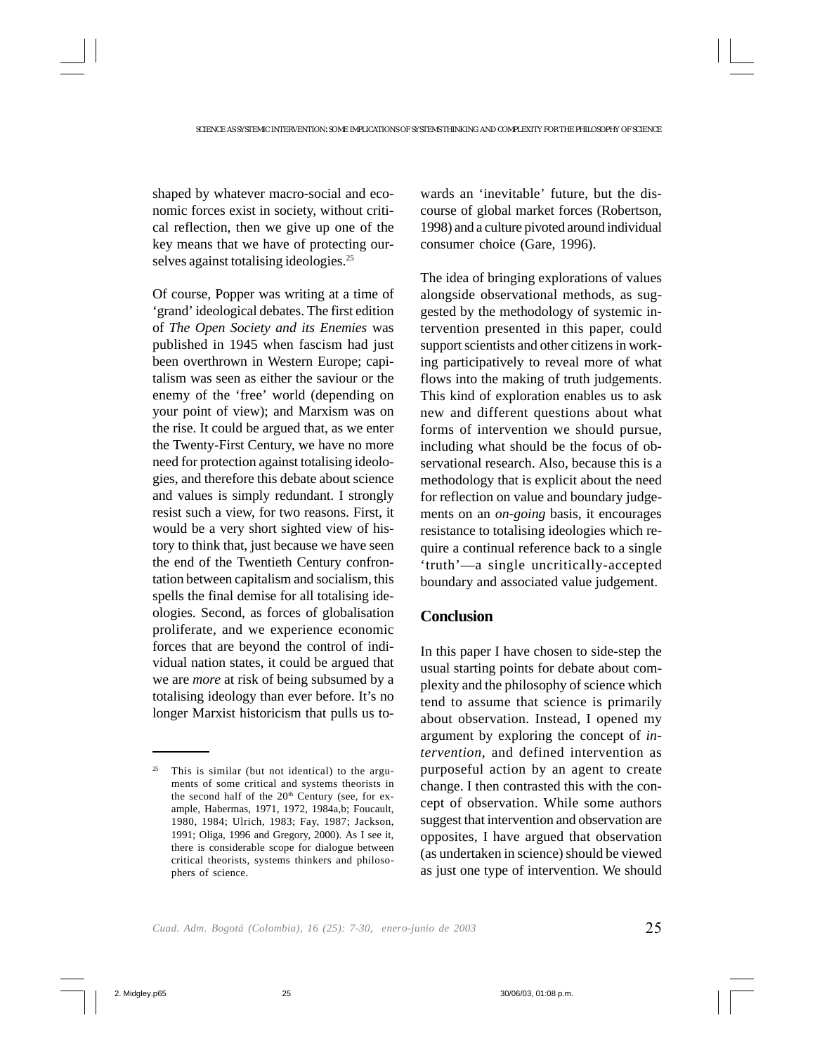shaped by whatever macro-social and economic forces exist in society, without critical reflection, then we give up one of the key means that we have of protecting ourselves against totalising ideologies.[25]

Of course, Popper was writing at a time of 'grand' ideological debates. The first edition of *The Open Society and its Enemies* was published in 1945 when fascism had just been overthrown in Western Europe; capitalism was seen as either the saviour or the enemy of the 'free' world (depending on your point of view); and Marxism was on the rise. It could be argued that, as we enter the Twenty-First Century, we have no more need for protection against totalising ideologies, and therefore this debate about science and values is simply redundant. I strongly resist such a view, for two reasons. First, it would be a very short sighted view of history to think that, just because we have seen the end of the Twentieth Century confrontation between capitalism and socialism, this spells the final demise for all totalising ideologies. Second, as forces of globalisation proliferate, and we experience economic forces that are beyond the control of individual nation states, it could be argued that we are *more* at risk of being subsumed by a totalising ideology than ever before. It's no longer Marxist historicism that pulls us towards an 'inevitable' future, but the discourse of global market forces (Robertson, 1998) and a culture pivoted around individual consumer choice (Gare, 1996).

The idea of bringing explorations of values alongside observational methods, as suggested by the methodology of systemic intervention presented in this paper, could support scientists and other citizens in working participatively to reveal more of what flows into the making of truth judgements. This kind of exploration enables us to ask new and different questions about what forms of intervention we should pursue, including what should be the focus of observational research. Also, because this is a methodology that is explicit about the need for reflection on value and boundary judgements on an *on-going* basis, it encourages resistance to totalising ideologies which require a continual reference back to a single 'truth'—a single uncritically-accepted boundary and associated value judgement.

## Conclusion

In this paper I have chosen to side-step the usual starting points for debate about complexity and the philosophy of science which tend to assume that science is primarily about observation. Instead, I opened my argument by exploring the concept of *intervention*, and defined intervention as purposeful action by an agent to create change. I then contrasted this with the concept of observation. While some authors suggest that intervention and observation are opposites, I have argued that observation (as undertaken in science) should be viewed as just one type of intervention. We should

---

[25] This is similar (but not identical) to the arguments of some critical and systems theorists in the second half of the 20th Century (see, for example, Habermas, 1971, 1972, 1984a,b; Foucault, 1980, 1984; Ulrich, 1983; Fay, 1987; Jackson, 1991; Oliga, 1996 and Gregory, 2000). As I see it, there is considerable scope for dialogue between critical theorists, systems thinkers and philosophers of science.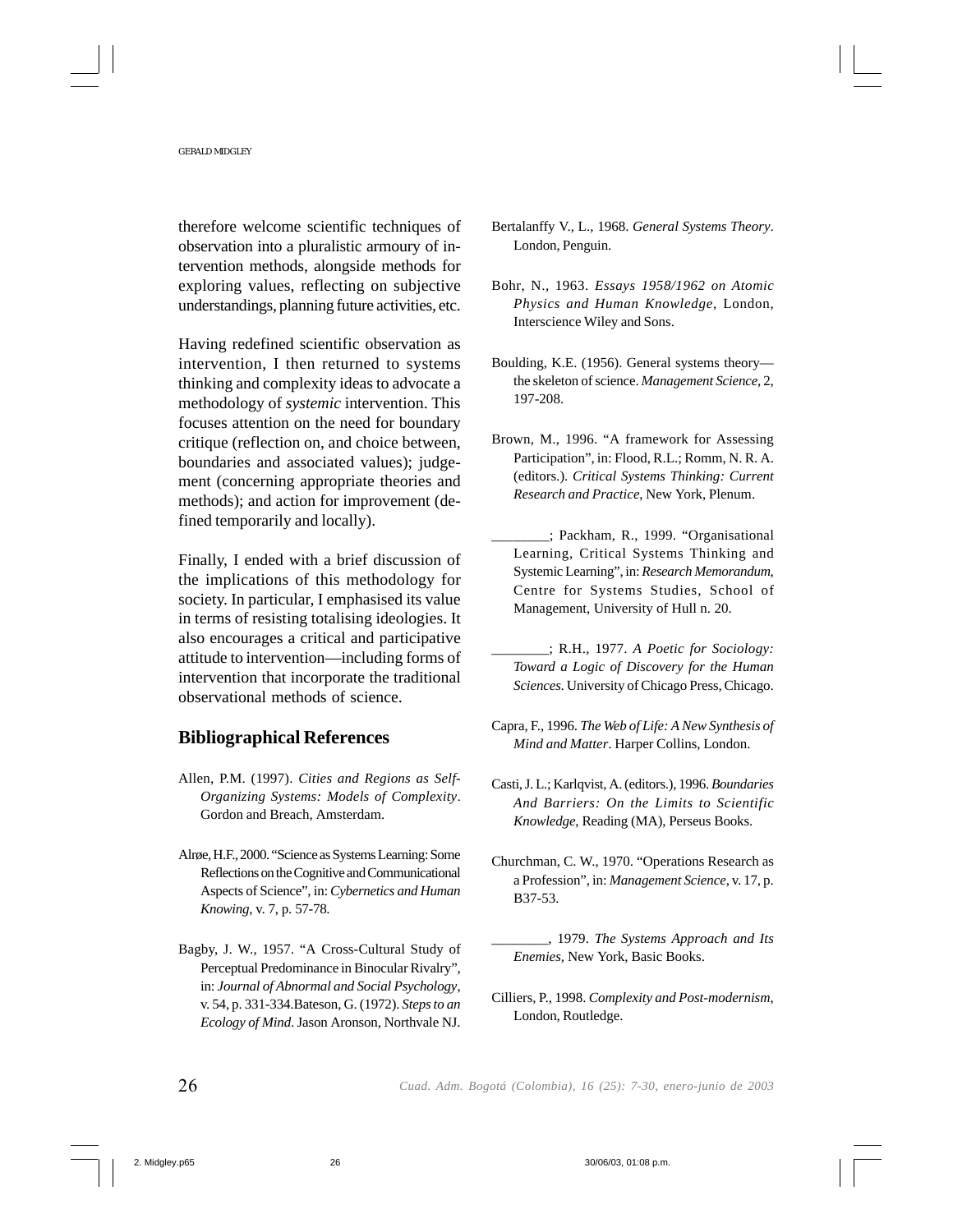therefore welcome scientific techniques of observation into a pluralistic armoury of intervention methods, alongside methods for exploring values, reflecting on subjective understandings, planning future activities, etc.

Having redefined scientific observation as intervention, I then returned to systems thinking and complexity ideas to advocate a methodology of *systemic* intervention. This focuses attention on the need for boundary critique (reflection on, and choice between, boundaries and associated values); judgement (concerning appropriate theories and methods); and action for improvement (defined temporarily and locally).

Finally, I ended with a brief discussion of the implications of this methodology for society. In particular, I emphasised its value in terms of resisting totalising ideologies. It also encourages a critical and participative attitude to intervention—including forms of intervention that incorporate the traditional observational methods of science.

## Bibliographical References

Allen, P.M. (1997). *Cities and Regions as Self-Organizing Systems: Models of Complexity*. Gordon and Breach, Amsterdam.

Alrøe, H.F., 2000. "Science as Systems Learning: Some Reflections on the Cognitive and Communicational Aspects of Science", in: *Cybernetics and Human Knowing*, v. 7, p. 57-78.

Bagby, J. W., 1957. "A Cross-Cultural Study of Perceptual Predominance in Binocular Rivalry", in: *Journal of Abnormal and Social Psychology*, v. 54, p. 331-334.Bateson, G. (1972). *Steps to an Ecology of Mind*. Jason Aronson, Northvale NJ.

Bertalanffy V., L., 1968. *General Systems Theory*. London, Penguin.

Bohr, N., 1963. *Essays 1958/1962 on Atomic Physics and Human Knowledge*, London, Interscience Wiley and Sons.

Boulding, K.E. (1956). General systems theory—the skeleton of science. *Management Science*, 2, 197-208.

Brown, M., 1996. "A framework for Assessing Participation", in: Flood, R.L.; Romm, N. R. A. (editors.). *Critical Systems Thinking: Current Research and Practice*, New York, Plenum.

________; Packham, R., 1999. "Organisational Learning, Critical Systems Thinking and Systemic Learning", in: *Research Memorandum*, Centre for Systems Studies, School of Management, University of Hull n. 20.

________; R.H., 1977. *A Poetic for Sociology: Toward a Logic of Discovery for the Human Sciences*. University of Chicago Press, Chicago.

Capra, F., 1996. *The Web of Life: A New Synthesis of Mind and Matter*. Harper Collins, London.

Casti, J. L.; Karlqvist, A. (editors.), 1996. *Boundaries And Barriers: On the Limits to Scientific Knowledge*, Reading (MA), Perseus Books.

Churchman, C. W., 1970. "Operations Research as a Profession", in: *Management Science*, v. 17, p. B37-53.

________, 1979. *The Systems Approach and Its Enemies*, New York, Basic Books.

Cilliers, P., 1998. *Complexity and Post-modernism*, London, Routledge.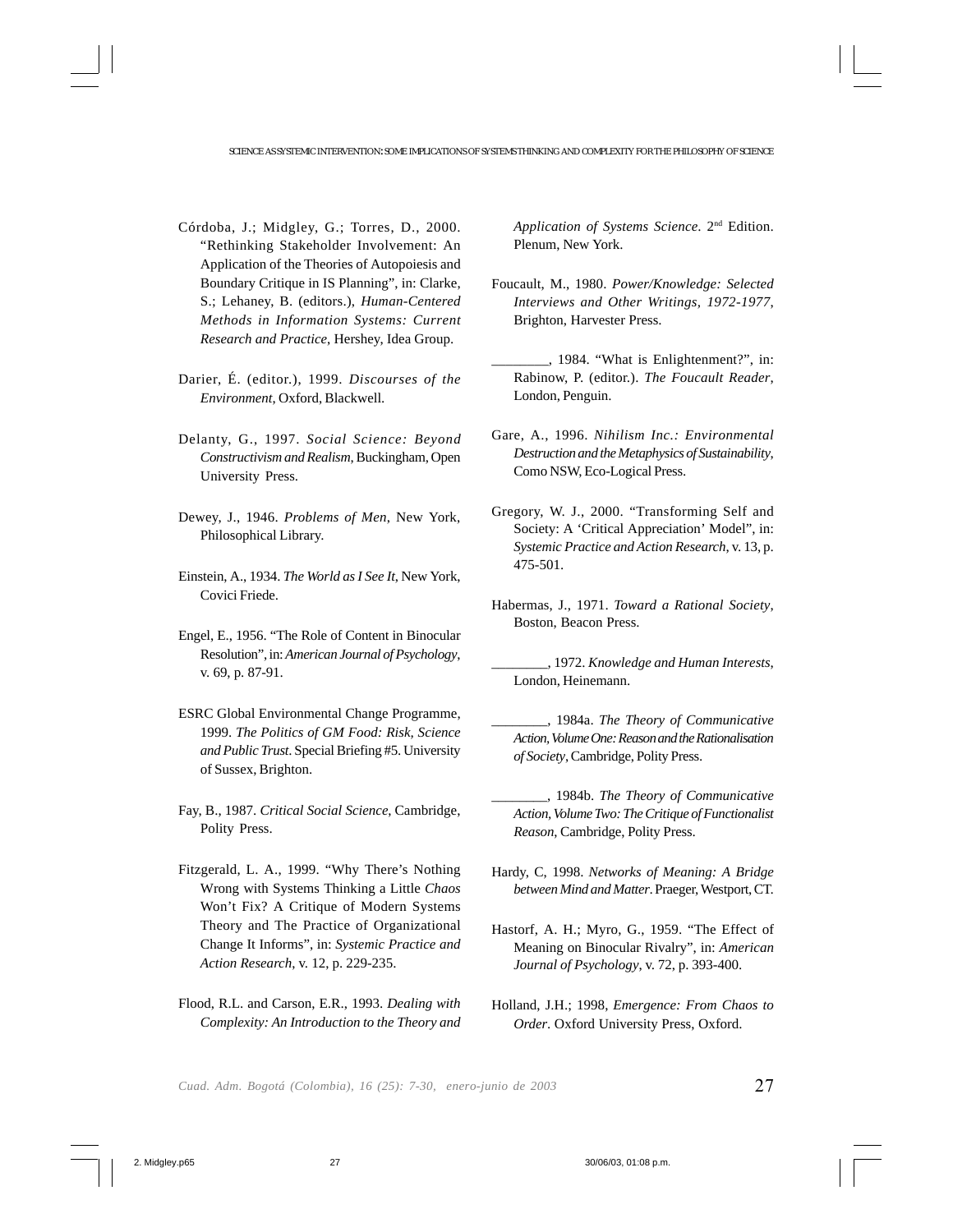Córdoba, J.; Midgley, G.; Torres, D., 2000. "Rethinking Stakeholder Involvement: An Application of the Theories of Autopoiesis and Boundary Critique in IS Planning", in: Clarke, S.; Lehaney, B. (editors.), *Human-Centered Methods in Information Systems: Current Research and Practice*, Hershey, Idea Group.

Darier, É. (editor.), 1999. *Discourses of the Environment*, Oxford, Blackwell.

Delanty, G., 1997. *Social Science: Beyond Constructivism and Realism*, Buckingham, Open University Press.

Dewey, J., 1946. *Problems of Men*, New York, Philosophical Library.

Einstein, A., 1934. *The World as I See It*, New York, Covici Friede.

Engel, E., 1956. "The Role of Content in Binocular Resolution", in: *American Journal of Psychology*, v. 69, p. 87-91.

ESRC Global Environmental Change Programme, 1999. *The Politics of GM Food: Risk, Science and Public Trust*. Special Briefing #5. University of Sussex, Brighton.

Fay, B., 1987. *Critical Social Science*, Cambridge, Polity Press.

Fitzgerald, L. A., 1999. "Why There's Nothing Wrong with Systems Thinking a Little *Chaos* Won't Fix? A Critique of Modern Systems Theory and The Practice of Organizational Change It Informs", in: *Systemic Practice and Action Research*, v. 12, p. 229-235.

Flood, R.L. and Carson, E.R., 1993. *Dealing with Complexity: An Introduction to the Theory and Application of Systems Science*. 2nd Edition. Plenum, New York.

Foucault, M., 1980. *Power/Knowledge: Selected Interviews and Other Writings, 1972-1977*, Brighton, Harvester Press.

________, 1984. "What is Enlightenment?", in: Rabinow, P. (editor.). *The Foucault Reader*, London, Penguin.

Gare, A., 1996. *Nihilism Inc.: Environmental Destruction and the Metaphysics of Sustainability*, Como NSW, Eco-Logical Press.

Gregory, W. J., 2000. "Transforming Self and Society: A 'Critical Appreciation' Model", in: *Systemic Practice and Action Research*, v. 13, p. 475-501.

Habermas, J., 1971. *Toward a Rational Society*, Boston, Beacon Press.

________, 1972. *Knowledge and Human Interests*, London, Heinemann.

________, 1984a. *The Theory of Communicative Action, Volume One: Reason and the Rationalisation of Society*, Cambridge, Polity Press.

________, 1984b. *The Theory of Communicative Action, Volume Two: The Critique of Functionalist Reason*, Cambridge, Polity Press.

Hardy, C, 1998. *Networks of Meaning: A Bridge between Mind and Matter*. Praeger, Westport, CT.

Hastorf, A. H.; Myro, G., 1959. "The Effect of Meaning on Binocular Rivalry", in: *American Journal of Psychology*, v. 72, p. 393-400.

Holland, J.H.; 1998, *Emergence: From Chaos to Order*. Oxford University Press, Oxford.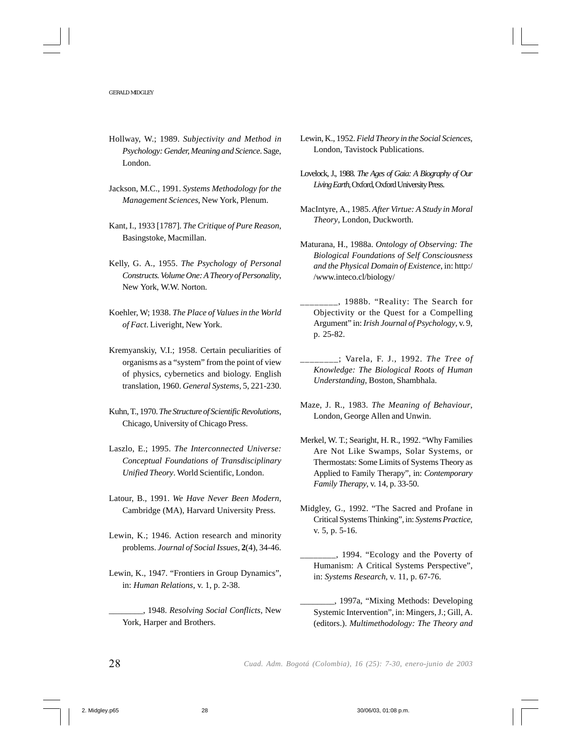Hollway, W.; 1989. *Subjectivity and Method in Psychology: Gender, Meaning and Science*. Sage, London.

Jackson, M.C., 1991. *Systems Methodology for the Management Sciences*, New York, Plenum.

Kant, I., 1933 [1787]. *The Critique of Pure Reason*, Basingstoke, Macmillan.

Kelly, G. A., 1955. *The Psychology of Personal Constructs. Volume One: A Theory of Personality*, New York, W.W. Norton.

Koehler, W; 1938. *The Place of Values in the World of Fact*. Liveright, New York.

Kremyanskiy, V.I.; 1958. Certain peculiarities of organisms as a "system" from the point of view of physics, cybernetics and biology. English translation, 1960. *General Systems*, 5, 221-230.

Kuhn, T., 1970. *The Structure of Scientific Revolutions*, Chicago, University of Chicago Press.

Laszlo, E.; 1995. *The Interconnected Universe: Conceptual Foundations of Transdisciplinary Unified Theory*. World Scientific, London.

Latour, B., 1991. *We Have Never Been Modern*, Cambridge (MA), Harvard University Press.

Lewin, K.; 1946. Action research and minority problems. *Journal of Social Issues*, **2**(4), 34-46.

Lewin, K., 1947. "Frontiers in Group Dynamics", in: *Human Relations*, v. 1, p. 2-38.

________, 1948. *Resolving Social Conflicts*, New York, Harper and Brothers.

Lewin, K., 1952. *Field Theory in the Social Sciences*, London, Tavistock Publications.

Lovelock, J., 1988. *The Ages of Gaia: A Biography of Our Living Earth*, Oxford, Oxford University Press.

MacIntyre, A., 1985. *After Virtue: A Study in Moral Theory*, London, Duckworth.

Maturana, H., 1988a. *Ontology of Observing: The Biological Foundations of Self Consciousness and the Physical Domain of Existence*, in: http://www.inteco.cl/biology/

________, 1988b. "Reality: The Search for Objectivity or the Quest for a Compelling Argument" in: *Irish Journal of Psychology*, v. 9, p. 25-82.

________; Varela, F. J., 1992. *The Tree of Knowledge: The Biological Roots of Human Understanding*, Boston, Shambhala.

Maze, J. R., 1983. *The Meaning of Behaviour*, London, George Allen and Unwin.

Merkel, W. T.; Searight, H. R., 1992. "Why Families Are Not Like Swamps, Solar Systems, or Thermostats: Some Limits of Systems Theory as Applied to Family Therapy", in: *Contemporary Family Therapy*, v. 14, p. 33-50.

Midgley, G., 1992. "The Sacred and Profane in Critical Systems Thinking", in: *Systems Practice*, v. 5, p. 5-16.

________, 1994. "Ecology and the Poverty of Humanism: A Critical Systems Perspective", in: *Systems Research*, v. 11, p. 67-76.

________, 1997a, "Mixing Methods: Developing Systemic Intervention", in: Mingers, J.; Gill, A. (editors.). *Multimethodology: The Theory and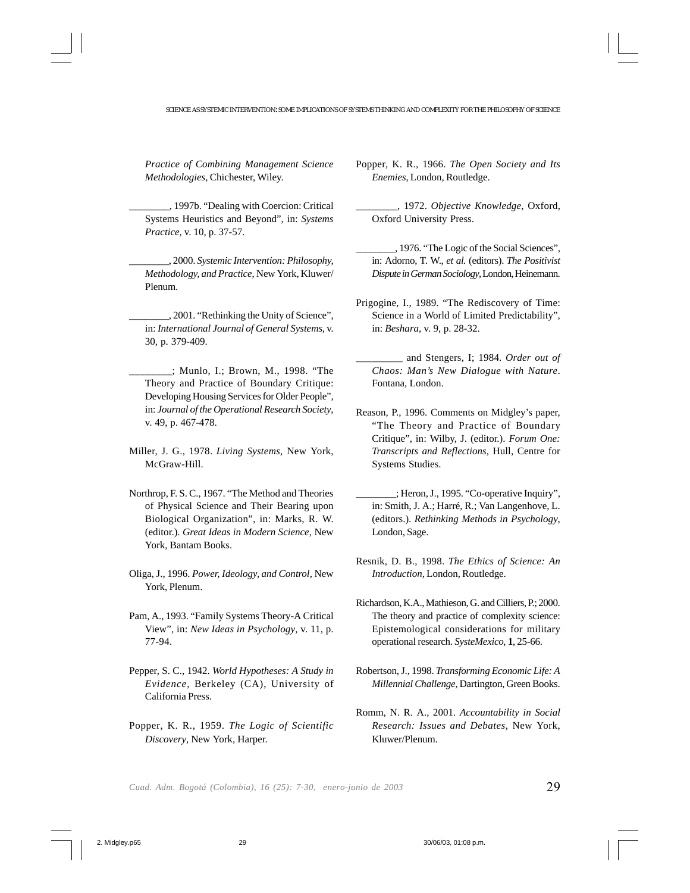*Practice of Combining Management Science Methodologies*, Chichester, Wiley.

________, 1997b. "Dealing with Coercion: Critical Systems Heuristics and Beyond", in: *Systems Practice*, v. 10, p. 37-57.

________, 2000. *Systemic Intervention: Philosophy, Methodology, and Practice*, New York, Kluwer/Plenum.

________, 2001. "Rethinking the Unity of Science", in: *International Journal of General Systems*, v. 30, p. 379-409.

________; Munlo, I.; Brown, M., 1998. "The Theory and Practice of Boundary Critique: Developing Housing Services for Older People", in: *Journal of the Operational Research Society*, v. 49, p. 467-478.

Miller, J. G., 1978. *Living Systems*, New York, McGraw-Hill.

Northrop, F. S. C., 1967. "The Method and Theories of Physical Science and Their Bearing upon Biological Organization", in: Marks, R. W. (editor.). *Great Ideas in Modern Science*, New York, Bantam Books.

Oliga, J., 1996. *Power, Ideology, and Control*, New York, Plenum.

Pam, A., 1993. "Family Systems Theory-A Critical View", in: *New Ideas in Psychology*, v. 11, p. 77-94.

Pepper, S. C., 1942. *World Hypotheses: A Study in Evidence*, Berkeley (CA), University of California Press.

Popper, K. R., 1959. *The Logic of Scientific Discovery*, New York, Harper.

Popper, K. R., 1966. *The Open Society and Its Enemies*, London, Routledge.

________, 1972. *Objective Knowledge*, Oxford, Oxford University Press.

________, 1976. "The Logic of the Social Sciences", in: Adorno, T. W., *et al.* (editors). *The Positivist Dispute in German Sociology*, London, Heinemann.

Prigogine, I., 1989. "The Rediscovery of Time: Science in a World of Limited Predictability", in: *Beshara*, v. 9, p. 28-32.

_________ and Stengers, I; 1984. *Order out of Chaos: Man's New Dialogue with Nature*. Fontana, London.

Reason, P., 1996. Comments on Midgley's paper, "The Theory and Practice of Boundary Critique", in: Wilby, J. (editor.). *Forum One: Transcripts and Reflections*, Hull, Centre for Systems Studies.

________; Heron, J., 1995. "Co-operative Inquiry", in: Smith, J. A.; Harré, R.; Van Langenhove, L. (editors.). *Rethinking Methods in Psychology*, London, Sage.

Resnik, D. B., 1998. *The Ethics of Science: An Introduction*, London, Routledge.

Richardson, K.A., Mathieson, G. and Cilliers, P.; 2000. The theory and practice of complexity science: Epistemological considerations for military operational research. *SysteMexico*, **1**, 25-66.

Robertson, J., 1998. *Transforming Economic Life: A Millennial Challenge*, Dartington, Green Books.

Romm, N. R. A., 2001. *Accountability in Social Research: Issues and Debates*, New York, Kluwer/Plenum.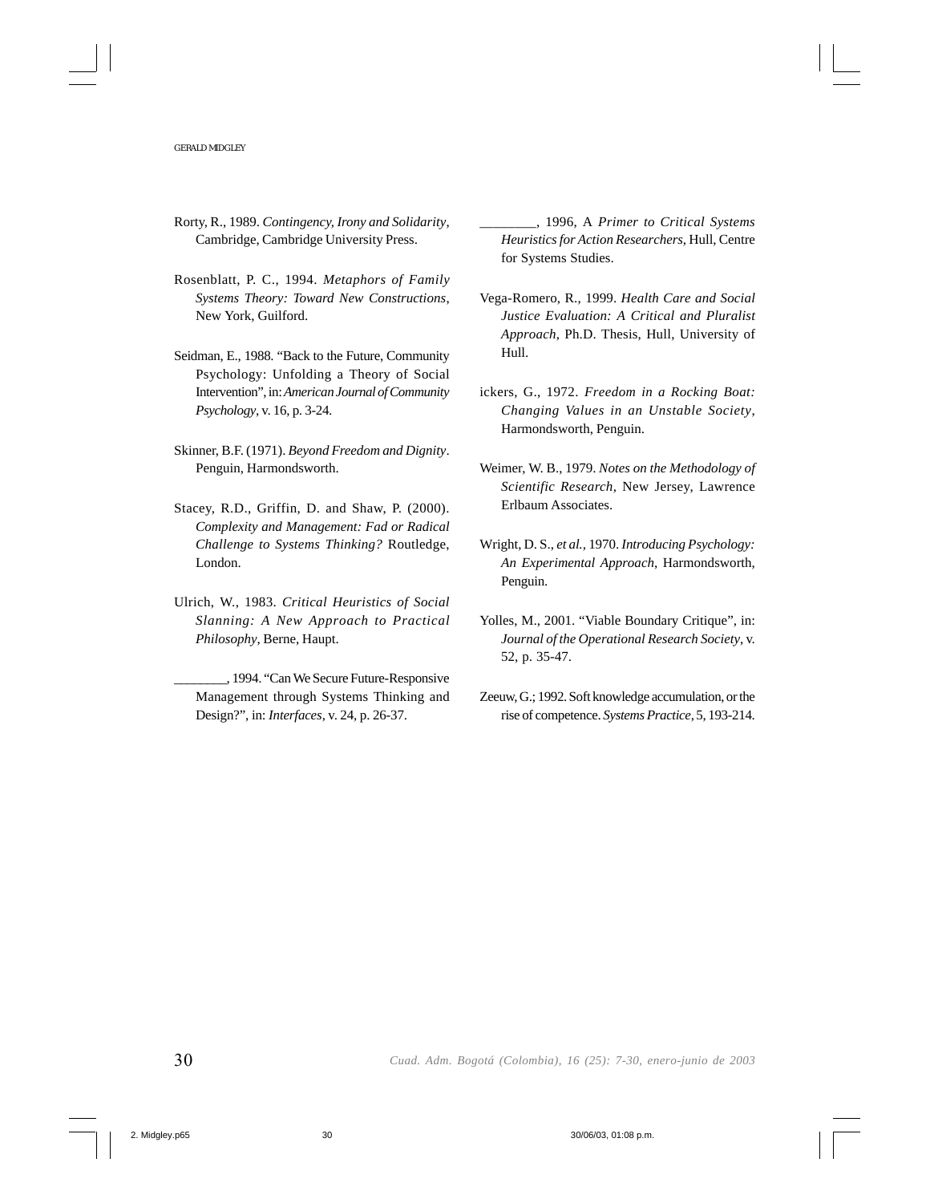Rorty, R., 1989. *Contingency, Irony and Solidarity*, Cambridge, Cambridge University Press.

Rosenblatt, P. C., 1994. *Metaphors of Family Systems Theory: Toward New Constructions*, New York, Guilford.

Seidman, E., 1988. "Back to the Future, Community Psychology: Unfolding a Theory of Social Intervention", in: *American Journal of Community Psychology*, v. 16, p. 3-24.

Skinner, B.F. (1971). *Beyond Freedom and Dignity*. Penguin, Harmondsworth.

Stacey, R.D., Griffin, D. and Shaw, P. (2000). *Complexity and Management: Fad or Radical Challenge to Systems Thinking?* Routledge, London.

Ulrich, W., 1983. *Critical Heuristics of Social Slanning: A New Approach to Practical Philosophy*, Berne, Haupt.

________, 1994. "Can We Secure Future-Responsive Management through Systems Thinking and Design?", in: *Interfaces*, v. 24, p. 26-37.

________, 1996, A *Primer to Critical Systems Heuristics for Action Researchers*, Hull, Centre for Systems Studies.

Vega-Romero, R., 1999. *Health Care and Social Justice Evaluation: A Critical and Pluralist Approach*, Ph.D. Thesis, Hull, University of Hull.

ickers, G., 1972. *Freedom in a Rocking Boat: Changing Values in an Unstable Society*, Harmondsworth, Penguin.

Weimer, W. B., 1979. *Notes on the Methodology of Scientific Research*, New Jersey, Lawrence Erlbaum Associates.

Wright, D. S., *et al.*, 1970. *Introducing Psychology: An Experimental Approach*, Harmondsworth, Penguin.

Yolles, M., 2001. "Viable Boundary Critique", in: *Journal of the Operational Research Society*, v. 52, p. 35-47.

Zeeuw, G.; 1992. Soft knowledge accumulation, or the rise of competence. *Systems Practice*, 5, 193-214.